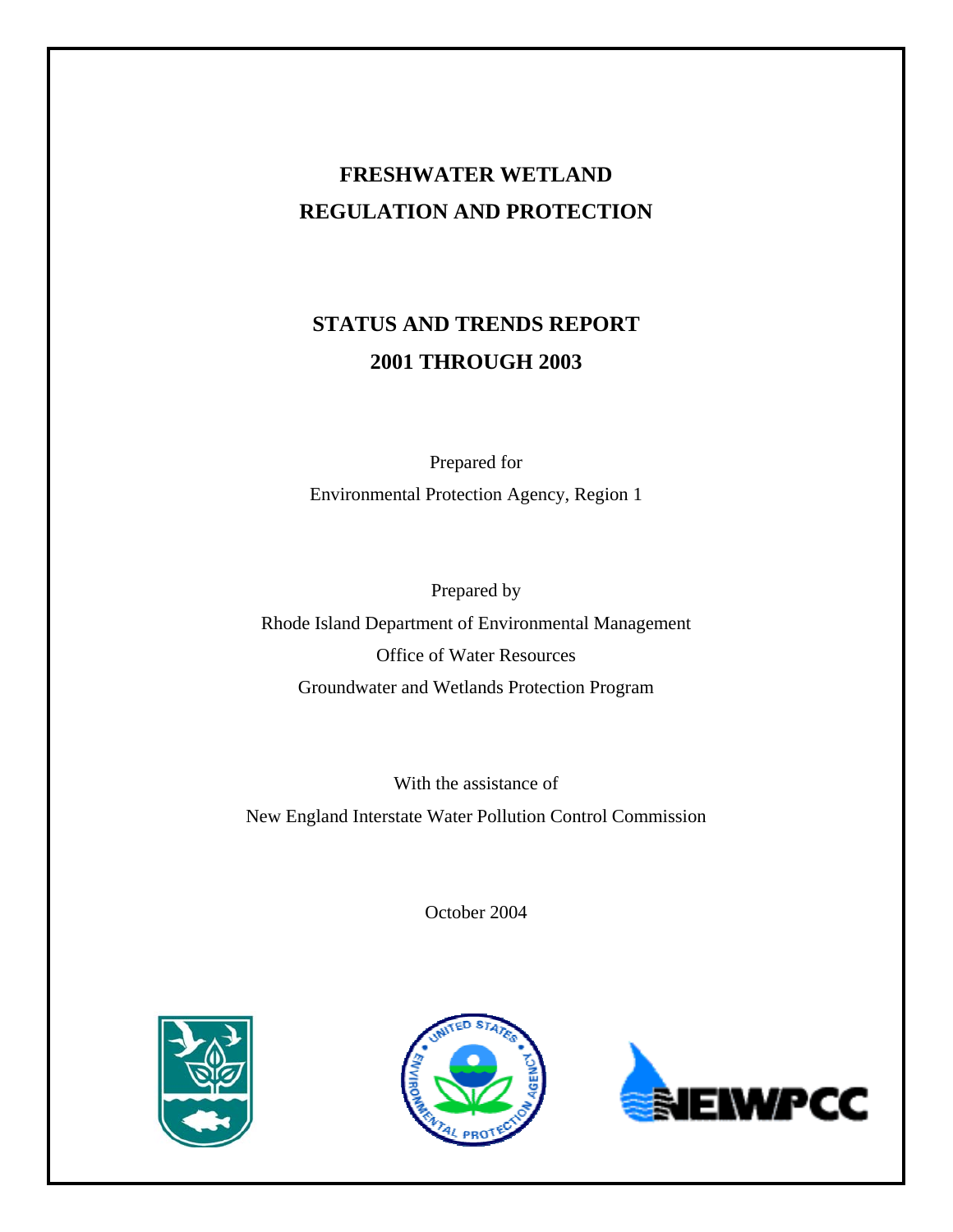# FRESHWATER WETLAND REGULATION AND PROTECTION

## STATUS AND TRENDS REPORT 2001 THROUGH 2003

Prepared for

Environmental Protection Agency, Region 1

Prepared by

Rhode Island Department of Environmental Management

Office of Water Resources

Groundwater and Wetlands Protection Program

With the assistance of

New England Interstate Water Pollution Control Commission

October 2004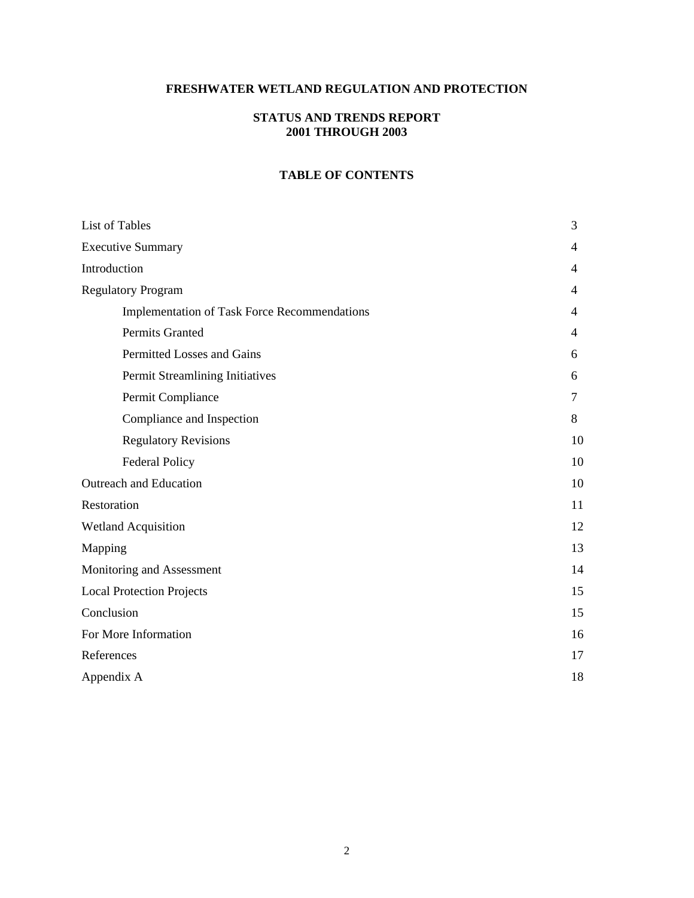# FRESHWATER WETLAND REGULATION AND PROTECTION

## STATUS AND TRENDS REPORT
## 2001 THROUGH 2003

### TABLE OF CONTENTS

| | |
|---|---|
| List of Tables | 3 |
| Executive Summary | 4 |
| Introduction | 4 |
| Regulatory Program | 4 |
| Implementation of Task Force Recommendations | 4 |
| Permits Granted | 4 |
| Permitted Losses and Gains | 6 |
| Permit Streamlining Initiatives | 6 |
| Permit Compliance | 7 |
| Compliance and Inspection | 8 |
| Regulatory Revisions | 10 |
| Federal Policy | 10 |
| Outreach and Education | 10 |
| Restoration | 11 |
| Wetland Acquisition | 12 |
| Mapping | 13 |
| Monitoring and Assessment | 14 |
| Local Protection Projects | 15 |
| Conclusion | 15 |
| For More Information | 16 |
| References | 17 |
| Appendix A | 18 |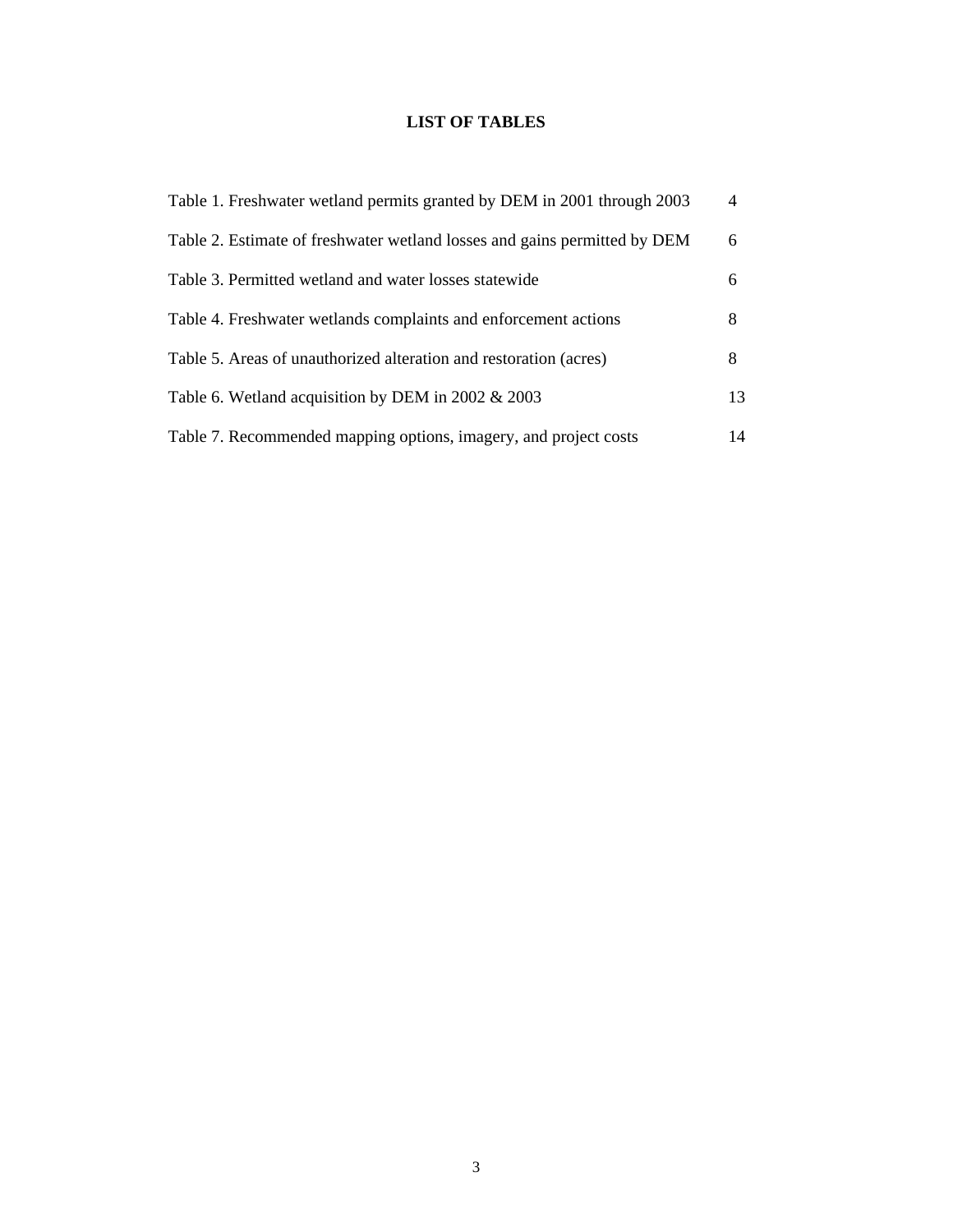# LIST OF TABLES

| | |
|---|---|
| Table 1. Freshwater wetland permits granted by DEM in 2001 through 2003 | 4 |
| Table 2. Estimate of freshwater wetland losses and gains permitted by DEM | 6 |
| Table 3. Permitted wetland and water losses statewide | 6 |
| Table 4. Freshwater wetlands complaints and enforcement actions | 8 |
| Table 5. Areas of unauthorized alteration and restoration (acres) | 8 |
| Table 6. Wetland acquisition by DEM in 2002 & 2003 | 13 |
| Table 7. Recommended mapping options, imagery, and project costs | 14 |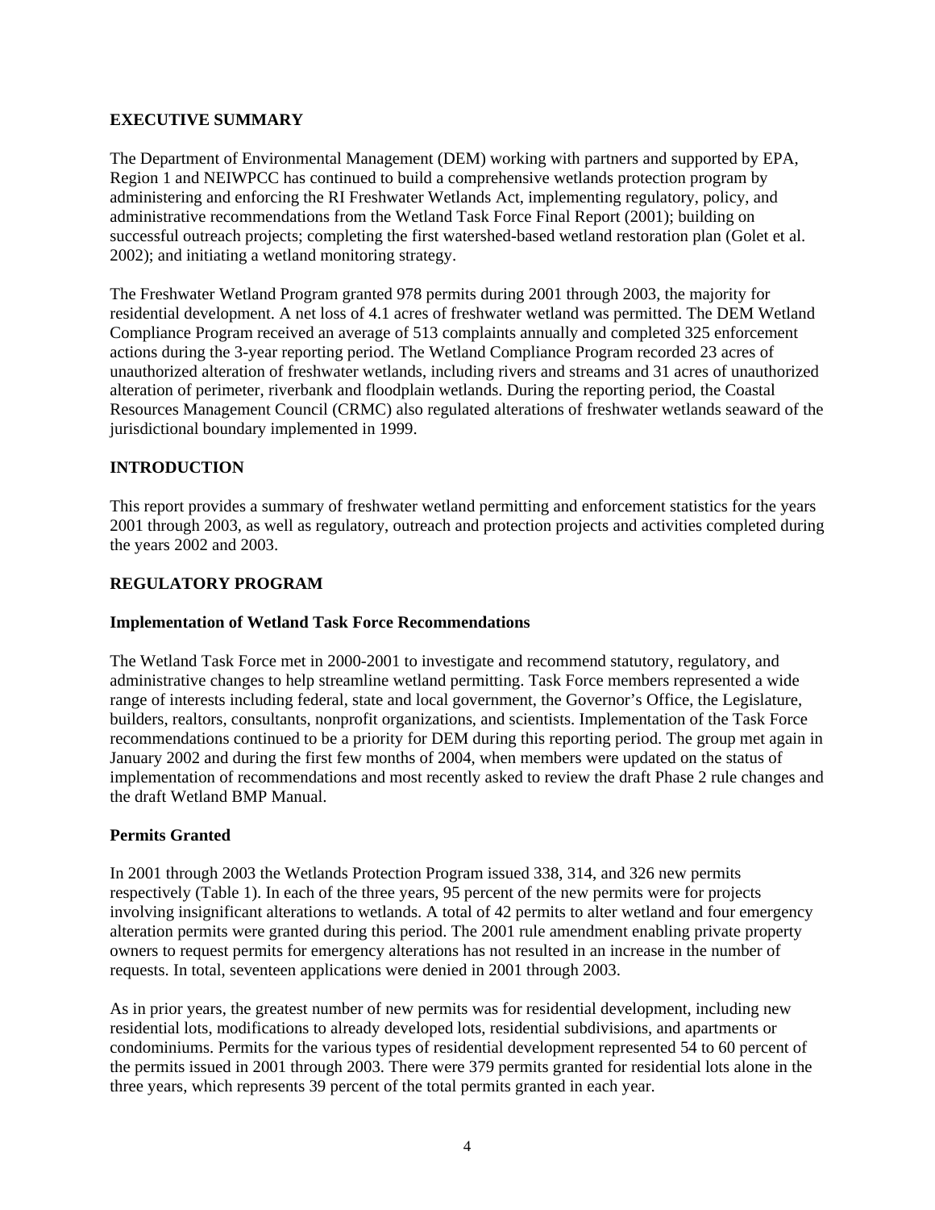## EXECUTIVE SUMMARY

The Department of Environmental Management (DEM) working with partners and supported by EPA, Region 1 and NEIWPCC has continued to build a comprehensive wetlands protection program by administering and enforcing the RI Freshwater Wetlands Act, implementing regulatory, policy, and administrative recommendations from the Wetland Task Force Final Report (2001); building on successful outreach projects; completing the first watershed-based wetland restoration plan (Golet et al. 2002); and initiating a wetland monitoring strategy.

The Freshwater Wetland Program granted 978 permits during 2001 through 2003, the majority for residential development. A net loss of 4.1 acres of freshwater wetland was permitted. The DEM Wetland Compliance Program received an average of 513 complaints annually and completed 325 enforcement actions during the 3-year reporting period. The Wetland Compliance Program recorded 23 acres of unauthorized alteration of freshwater wetlands, including rivers and streams and 31 acres of unauthorized alteration of perimeter, riverbank and floodplain wetlands. During the reporting period, the Coastal Resources Management Council (CRMC) also regulated alterations of freshwater wetlands seaward of the jurisdictional boundary implemented in 1999.

## INTRODUCTION

This report provides a summary of freshwater wetland permitting and enforcement statistics for the years 2001 through 2003, as well as regulatory, outreach and protection projects and activities completed during the years 2002 and 2003.

## REGULATORY PROGRAM

### Implementation of Wetland Task Force Recommendations

The Wetland Task Force met in 2000-2001 to investigate and recommend statutory, regulatory, and administrative changes to help streamline wetland permitting. Task Force members represented a wide range of interests including federal, state and local government, the Governor's Office, the Legislature, builders, realtors, consultants, nonprofit organizations, and scientists. Implementation of the Task Force recommendations continued to be a priority for DEM during this reporting period. The group met again in January 2002 and during the first few months of 2004, when members were updated on the status of implementation of recommendations and most recently asked to review the draft Phase 2 rule changes and the draft Wetland BMP Manual.

### Permits Granted

In 2001 through 2003 the Wetlands Protection Program issued 338, 314, and 326 new permits respectively (Table 1). In each of the three years, 95 percent of the new permits were for projects involving insignificant alterations to wetlands. A total of 42 permits to alter wetland and four emergency alteration permits were granted during this period. The 2001 rule amendment enabling private property owners to request permits for emergency alterations has not resulted in an increase in the number of requests. In total, seventeen applications were denied in 2001 through 2003.

As in prior years, the greatest number of new permits was for residential development, including new residential lots, modifications to already developed lots, residential subdivisions, and apartments or condominiums. Permits for the various types of residential development represented 54 to 60 percent of the permits issued in 2001 through 2003. There were 379 permits granted for residential lots alone in the three years, which represents 39 percent of the total permits granted in each year.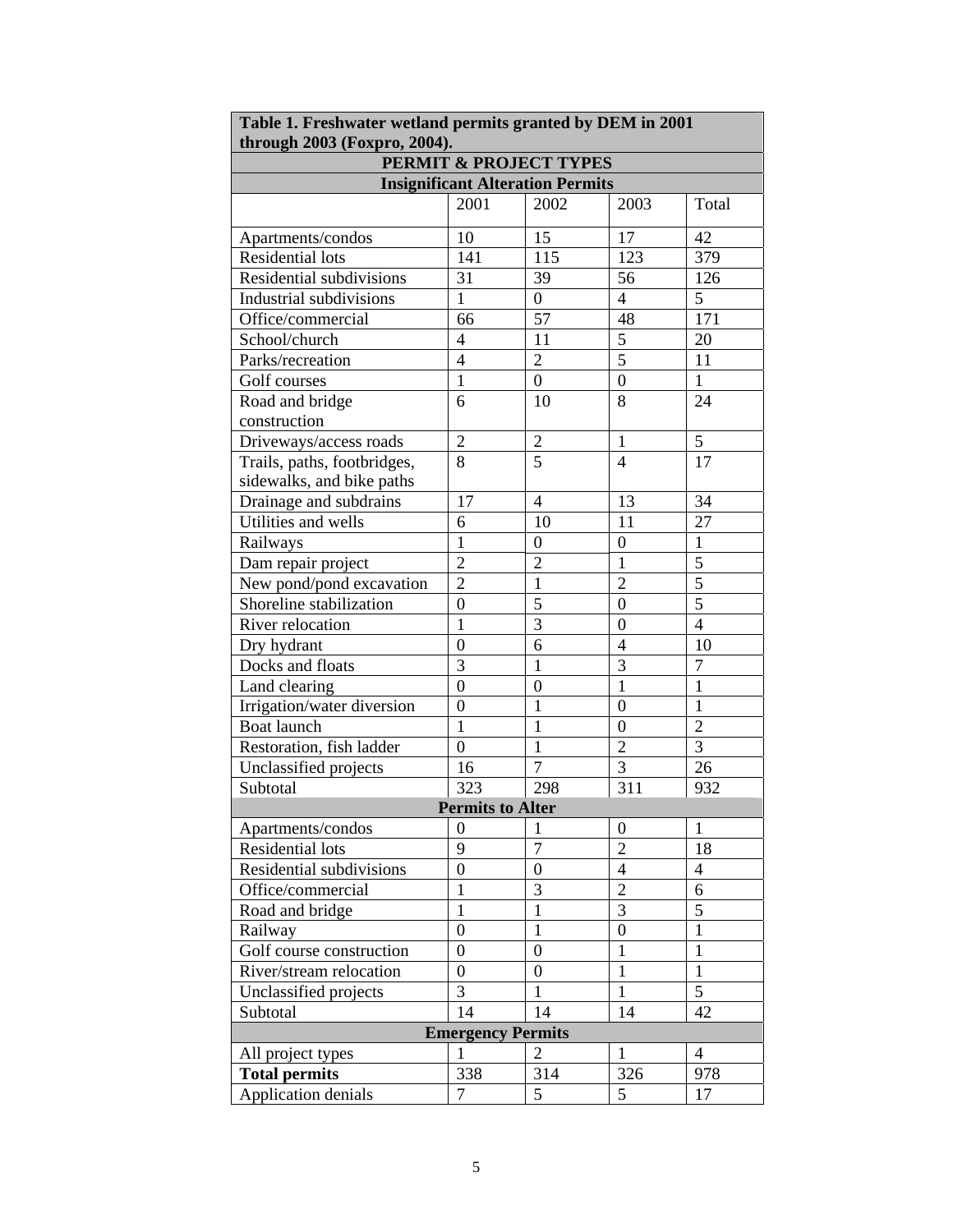| Table 1. Freshwater wetland permits granted by DEM in 2001 through 2003 (Foxpro, 2004). | | | | |
|---|---|---|---|---|
| **PERMIT & PROJECT TYPES** | | | | |
| **Insignificant Alteration Permits** | | | | |
| | 2001 | 2002 | 2003 | Total |
| Apartments/condos | 10 | 15 | 17 | 42 |
| Residential lots | 141 | 115 | 123 | 379 |
| Residential subdivisions | 31 | 39 | 56 | 126 |
| Industrial subdivisions | 1 | 0 | 4 | 5 |
| Office/commercial | 66 | 57 | 48 | 171 |
| School/church | 4 | 11 | 5 | 20 |
| Parks/recreation | 4 | 2 | 5 | 11 |
| Golf courses | 1 | 0 | 0 | 1 |
| Road and bridge construction | 6 | 10 | 8 | 24 |
| Driveways/access roads | 2 | 2 | 1 | 5 |
| Trails, paths, footbridges, sidewalks, and bike paths | 8 | 5 | 4 | 17 |
| Drainage and subdrains | 17 | 4 | 13 | 34 |
| Utilities and wells | 6 | 10 | 11 | 27 |
| Railways | 1 | 0 | 0 | 1 |
| Dam repair project | 2 | 2 | 1 | 5 |
| New pond/pond excavation | 2 | 1 | 2 | 5 |
| Shoreline stabilization | 0 | 5 | 0 | 5 |
| River relocation | 1 | 3 | 0 | 4 |
| Dry hydrant | 0 | 6 | 4 | 10 |
| Docks and floats | 3 | 1 | 3 | 7 |
| Land clearing | 0 | 0 | 1 | 1 |
| Irrigation/water diversion | 0 | 1 | 0 | 1 |
| Boat launch | 1 | 1 | 0 | 2 |
| Restoration, fish ladder | 0 | 1 | 2 | 3 |
| Unclassified projects | 16 | 7 | 3 | 26 |
| Subtotal | 323 | 298 | 311 | 932 |
| **Permits to Alter** | | | | |
| Apartments/condos | 0 | 1 | 0 | 1 |
| Residential lots | 9 | 7 | 2 | 18 |
| Residential subdivisions | 0 | 0 | 4 | 4 |
| Office/commercial | 1 | 3 | 2 | 6 |
| Road and bridge | 1 | 1 | 3 | 5 |
| Railway | 0 | 1 | 0 | 1 |
| Golf course construction | 0 | 0 | 1 | 1 |
| River/stream relocation | 0 | 0 | 1 | 1 |
| Unclassified projects | 3 | 1 | 1 | 5 |
| Subtotal | 14 | 14 | 14 | 42 |
| **Emergency Permits** | | | | |
| All project types | 1 | 2 | 1 | 4 |
| **Total permits** | 338 | 314 | 326 | 978 |
| Application denials | 7 | 5 | 5 | 17 |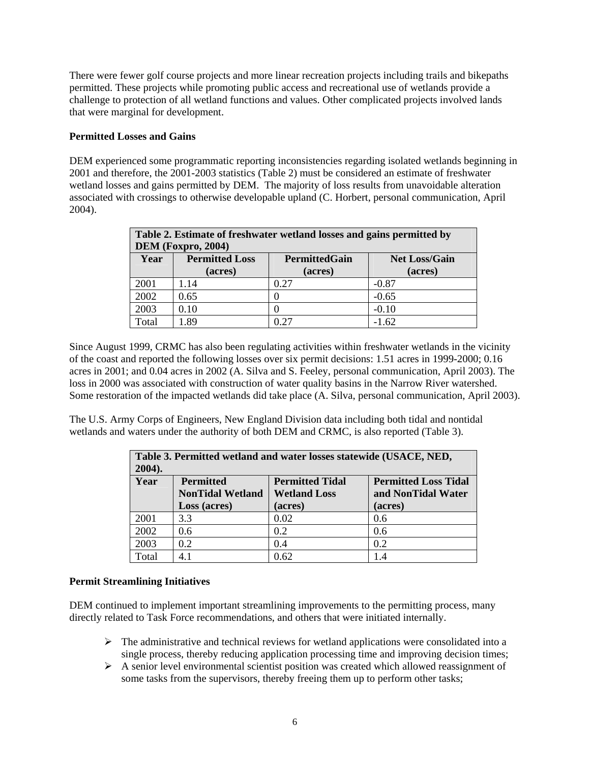There were fewer golf course projects and more linear recreation projects including trails and bikepaths permitted. These projects while promoting public access and recreational use of wetlands provide a challenge to protection of all wetland functions and values. Other complicated projects involved lands that were marginal for development.

**Permitted Losses and Gains**

DEM experienced some programmatic reporting inconsistencies regarding isolated wetlands beginning in 2001 and therefore, the 2001-2003 statistics (Table 2) must be considered an estimate of freshwater wetland losses and gains permitted by DEM. The majority of loss results from unavoidable alteration associated with crossings to otherwise developable upland (C. Horbert, personal communication, April 2004).

**Table 2. Estimate of freshwater wetland losses and gains permitted by DEM (Foxpro, 2004)**

| Year | Permitted Loss (acres) | PermittedGain (acres) | Net Loss/Gain (acres) |
|---|---|---|---|
| 2001 | 1.14 | 0.27 | -0.87 |
| 2002 | 0.65 | 0 | -0.65 |
| 2003 | 0.10 | 0 | -0.10 |
| Total | 1.89 | 0.27 | -1.62 |

Since August 1999, CRMC has also been regulating activities within freshwater wetlands in the vicinity of the coast and reported the following losses over six permit decisions: 1.51 acres in 1999-2000; 0.16 acres in 2001; and 0.04 acres in 2002 (A. Silva and S. Feeley, personal communication, April 2003). The loss in 2000 was associated with construction of water quality basins in the Narrow River watershed. Some restoration of the impacted wetlands did take place (A. Silva, personal communication, April 2003).

The U.S. Army Corps of Engineers, New England Division data including both tidal and nontidal wetlands and waters under the authority of both DEM and CRMC, is also reported (Table 3).

**Table 3. Permitted wetland and water losses statewide (USACE, NED, 2004).**

| Year | Permitted NonTidal Wetland Loss (acres) | Permitted Tidal Wetland Loss (acres) | Permitted Loss Tidal and NonTidal Water (acres) |
|---|---|---|---|
| 2001 | 3.3 | 0.02 | 0.6 |
| 2002 | 0.6 | 0.2 | 0.6 |
| 2003 | 0.2 | 0.4 | 0.2 |
| Total | 4.1 | 0.62 | 1.4 |

**Permit Streamlining Initiatives**

DEM continued to implement important streamlining improvements to the permitting process, many directly related to Task Force recommendations, and others that were initiated internally.

- The administrative and technical reviews for wetland applications were consolidated into a single process, thereby reducing application processing time and improving decision times;
- A senior level environmental scientist position was created which allowed reassignment of some tasks from the supervisors, thereby freeing them up to perform other tasks;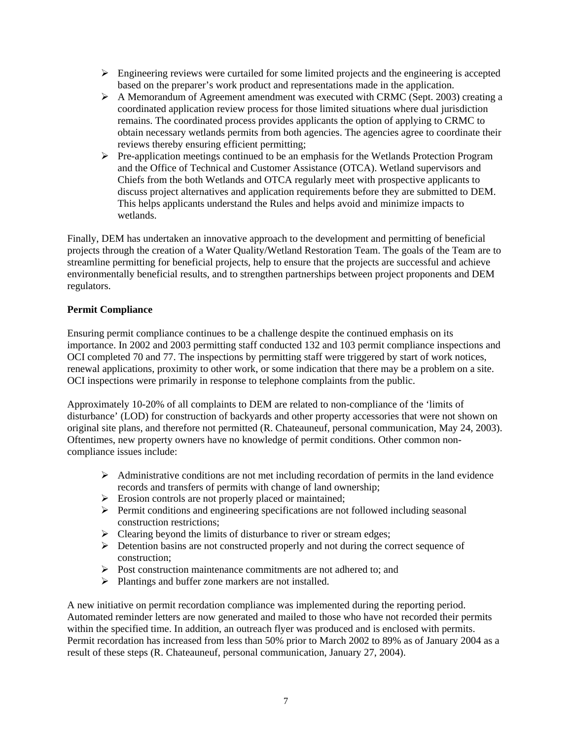- Engineering reviews were curtailed for some limited projects and the engineering is accepted based on the preparer's work product and representations made in the application.
- A Memorandum of Agreement amendment was executed with CRMC (Sept. 2003) creating a coordinated application review process for those limited situations where dual jurisdiction remains. The coordinated process provides applicants the option of applying to CRMC to obtain necessary wetlands permits from both agencies. The agencies agree to coordinate their reviews thereby ensuring efficient permitting;
- Pre-application meetings continued to be an emphasis for the Wetlands Protection Program and the Office of Technical and Customer Assistance (OTCA). Wetland supervisors and Chiefs from the both Wetlands and OTCA regularly meet with prospective applicants to discuss project alternatives and application requirements before they are submitted to DEM. This helps applicants understand the Rules and helps avoid and minimize impacts to wetlands.

Finally, DEM has undertaken an innovative approach to the development and permitting of beneficial projects through the creation of a Water Quality/Wetland Restoration Team. The goals of the Team are to streamline permitting for beneficial projects, help to ensure that the projects are successful and achieve environmentally beneficial results, and to strengthen partnerships between project proponents and DEM regulators.

**Permit Compliance**

Ensuring permit compliance continues to be a challenge despite the continued emphasis on its importance. In 2002 and 2003 permitting staff conducted 132 and 103 permit compliance inspections and OCI completed 70 and 77. The inspections by permitting staff were triggered by start of work notices, renewal applications, proximity to other work, or some indication that there may be a problem on a site. OCI inspections were primarily in response to telephone complaints from the public.

Approximately 10-20% of all complaints to DEM are related to non-compliance of the 'limits of disturbance' (LOD) for construction of backyards and other property accessories that were not shown on original site plans, and therefore not permitted (R. Chateauneuf, personal communication, May 24, 2003). Oftentimes, new property owners have no knowledge of permit conditions. Other common non-compliance issues include:

- Administrative conditions are not met including recordation of permits in the land evidence records and transfers of permits with change of land ownership;
- Erosion controls are not properly placed or maintained;
- Permit conditions and engineering specifications are not followed including seasonal construction restrictions;
- Clearing beyond the limits of disturbance to river or stream edges;
- Detention basins are not constructed properly and not during the correct sequence of construction;
- Post construction maintenance commitments are not adhered to; and
- Plantings and buffer zone markers are not installed.

A new initiative on permit recordation compliance was implemented during the reporting period. Automated reminder letters are now generated and mailed to those who have not recorded their permits within the specified time. In addition, an outreach flyer was produced and is enclosed with permits. Permit recordation has increased from less than 50% prior to March 2002 to 89% as of January 2004 as a result of these steps (R. Chateauneuf, personal communication, January 27, 2004).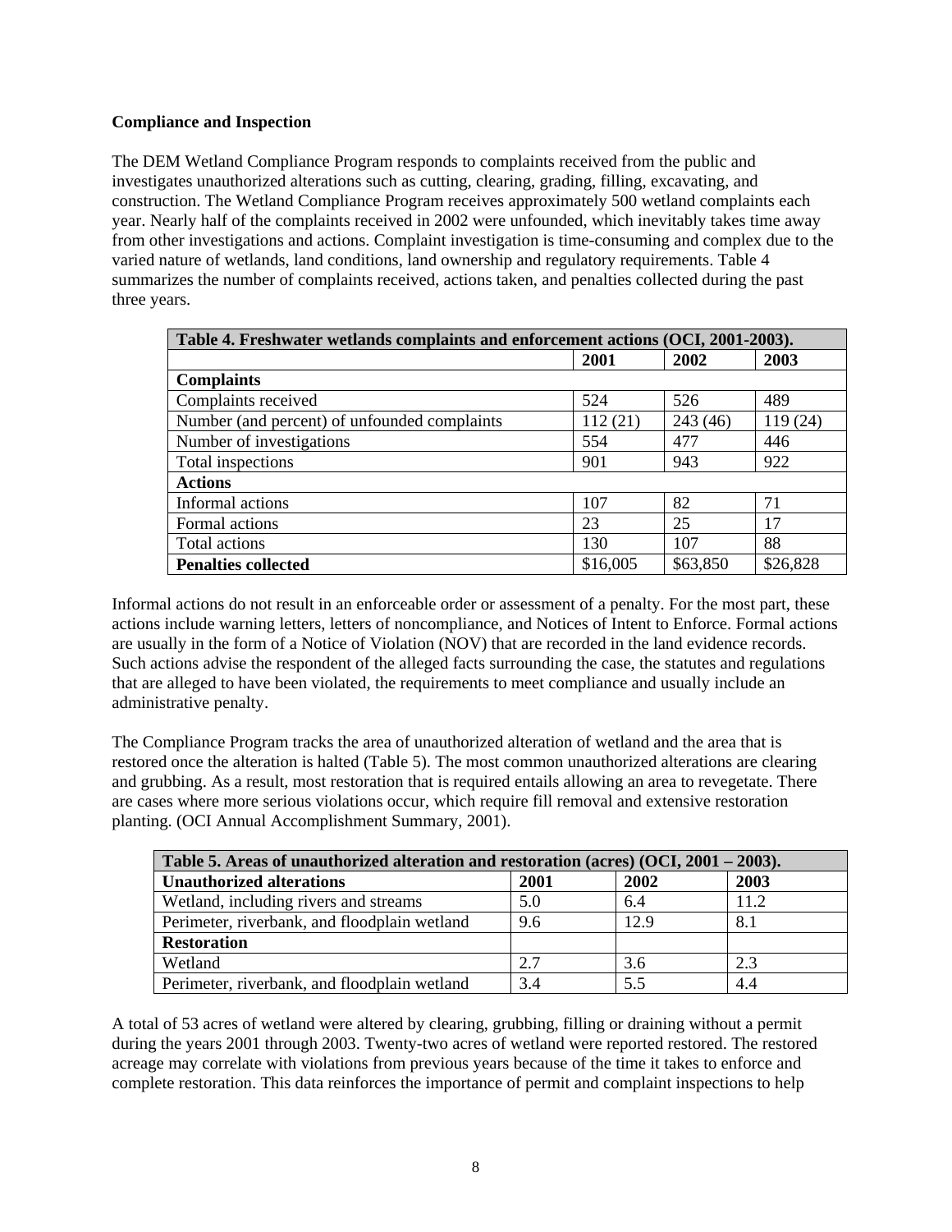**Compliance and Inspection**

The DEM Wetland Compliance Program responds to complaints received from the public and investigates unauthorized alterations such as cutting, clearing, grading, filling, excavating, and construction. The Wetland Compliance Program receives approximately 500 wetland complaints each year. Nearly half of the complaints received in 2002 were unfounded, which inevitably takes time away from other investigations and actions. Complaint investigation is time-consuming and complex due to the varied nature of wetlands, land conditions, land ownership and regulatory requirements. Table 4 summarizes the number of complaints received, actions taken, and penalties collected during the past three years.

| Table 4. Freshwater wetlands complaints and enforcement actions (OCI, 2001-2003). | | | |
|---|---|---|---|
| | **2001** | **2002** | **2003** |
| **Complaints** | | | |
| Complaints received | 524 | 526 | 489 |
| Number (and percent) of unfounded complaints | 112 (21) | 243 (46) | 119 (24) |
| Number of investigations | 554 | 477 | 446 |
| Total inspections | 901 | 943 | 922 |
| **Actions** | | | |
| Informal actions | 107 | 82 | 71 |
| Formal actions | 23 | 25 | 17 |
| Total actions | 130 | 107 | 88 |
| **Penalties collected** | $16,005 | $63,850 | $26,828 |

Informal actions do not result in an enforceable order or assessment of a penalty. For the most part, these actions include warning letters, letters of noncompliance, and Notices of Intent to Enforce. Formal actions are usually in the form of a Notice of Violation (NOV) that are recorded in the land evidence records. Such actions advise the respondent of the alleged facts surrounding the case, the statutes and regulations that are alleged to have been violated, the requirements to meet compliance and usually include an administrative penalty.

The Compliance Program tracks the area of unauthorized alteration of wetland and the area that is restored once the alteration is halted (Table 5). The most common unauthorized alterations are clearing and grubbing. As a result, most restoration that is required entails allowing an area to revegetate. There are cases where more serious violations occur, which require fill removal and extensive restoration planting. (OCI Annual Accomplishment Summary, 2001).

| Table 5. Areas of unauthorized alteration and restoration (acres) (OCI, 2001 – 2003). | | | |
|---|---|---|---|
| **Unauthorized alterations** | **2001** | **2002** | **2003** |
| Wetland, including rivers and streams | 5.0 | 6.4 | 11.2 |
| Perimeter, riverbank, and floodplain wetland | 9.6 | 12.9 | 8.1 |
| **Restoration** | | | |
| Wetland | 2.7 | 3.6 | 2.3 |
| Perimeter, riverbank, and floodplain wetland | 3.4 | 5.5 | 4.4 |

A total of 53 acres of wetland were altered by clearing, grubbing, filling or draining without a permit during the years 2001 through 2003. Twenty-two acres of wetland were reported restored. The restored acreage may correlate with violations from previous years because of the time it takes to enforce and complete restoration. This data reinforces the importance of permit and complaint inspections to help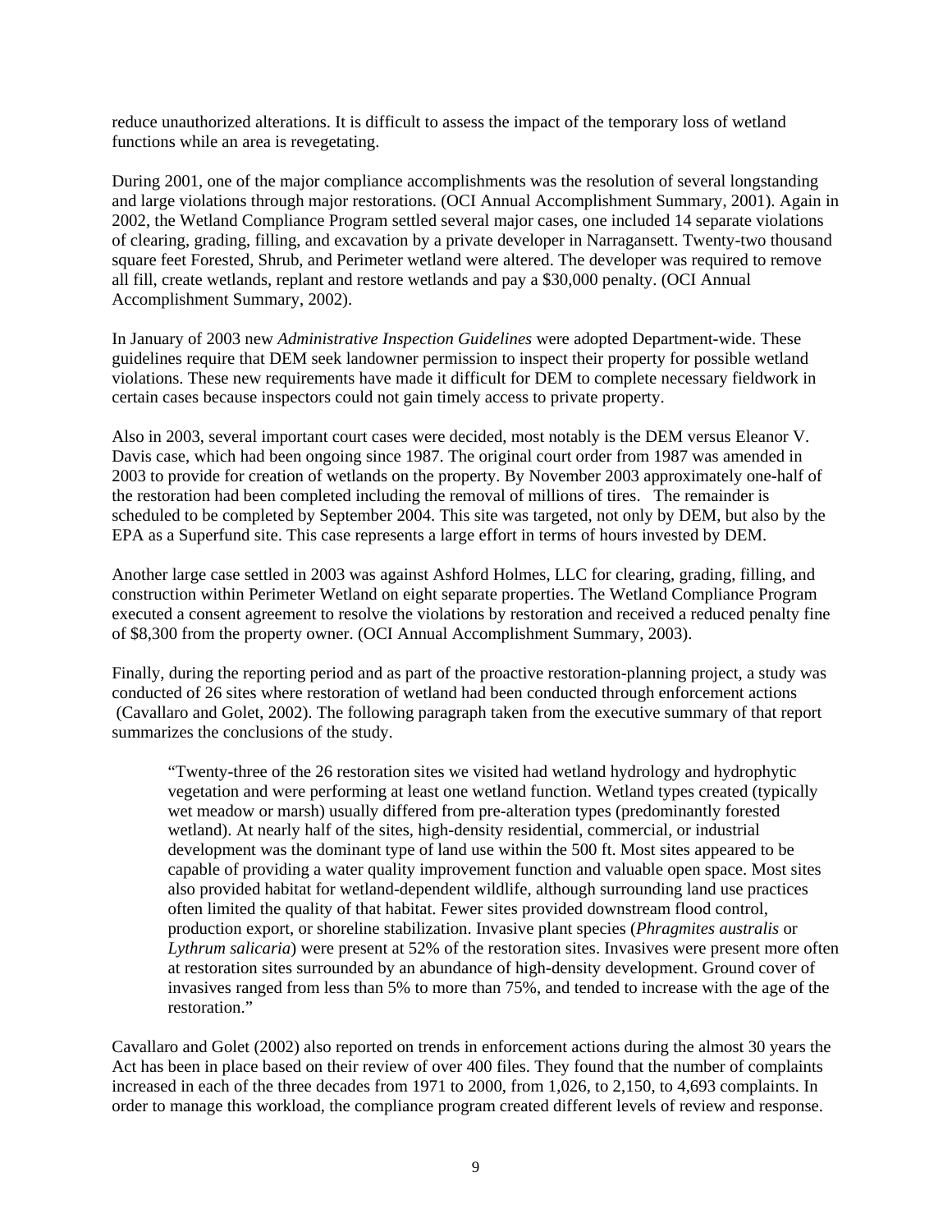reduce unauthorized alterations. It is difficult to assess the impact of the temporary loss of wetland functions while an area is revegetating.

During 2001, one of the major compliance accomplishments was the resolution of several longstanding and large violations through major restorations. (OCI Annual Accomplishment Summary, 2001). Again in 2002, the Wetland Compliance Program settled several major cases, one included 14 separate violations of clearing, grading, filling, and excavation by a private developer in Narragansett. Twenty-two thousand square feet Forested, Shrub, and Perimeter wetland were altered. The developer was required to remove all fill, create wetlands, replant and restore wetlands and pay a $30,000 penalty. (OCI Annual Accomplishment Summary, 2002).

In January of 2003 new *Administrative Inspection Guidelines* were adopted Department-wide. These guidelines require that DEM seek landowner permission to inspect their property for possible wetland violations. These new requirements have made it difficult for DEM to complete necessary fieldwork in certain cases because inspectors could not gain timely access to private property.

Also in 2003, several important court cases were decided, most notably is the DEM versus Eleanor V. Davis case, which had been ongoing since 1987. The original court order from 1987 was amended in 2003 to provide for creation of wetlands on the property. By November 2003 approximately one-half of the restoration had been completed including the removal of millions of tires. The remainder is scheduled to be completed by September 2004. This site was targeted, not only by DEM, but also by the EPA as a Superfund site. This case represents a large effort in terms of hours invested by DEM.

Another large case settled in 2003 was against Ashford Holmes, LLC for clearing, grading, filling, and construction within Perimeter Wetland on eight separate properties. The Wetland Compliance Program executed a consent agreement to resolve the violations by restoration and received a reduced penalty fine of $8,300 from the property owner. (OCI Annual Accomplishment Summary, 2003).

Finally, during the reporting period and as part of the proactive restoration-planning project, a study was conducted of 26 sites where restoration of wetland had been conducted through enforcement actions (Cavallaro and Golet, 2002). The following paragraph taken from the executive summary of that report summarizes the conclusions of the study.

> "Twenty-three of the 26 restoration sites we visited had wetland hydrology and hydrophytic vegetation and were performing at least one wetland function. Wetland types created (typically wet meadow or marsh) usually differed from pre-alteration types (predominantly forested wetland). At nearly half of the sites, high-density residential, commercial, or industrial development was the dominant type of land use within the 500 ft. Most sites appeared to be capable of providing a water quality improvement function and valuable open space. Most sites also provided habitat for wetland-dependent wildlife, although surrounding land use practices often limited the quality of that habitat. Fewer sites provided downstream flood control, production export, or shoreline stabilization. Invasive plant species (*Phragmites australis* or *Lythrum salicaria*) were present at 52% of the restoration sites. Invasives were present more often at restoration sites surrounded by an abundance of high-density development. Ground cover of invasives ranged from less than 5% to more than 75%, and tended to increase with the age of the restoration."

Cavallaro and Golet (2002) also reported on trends in enforcement actions during the almost 30 years the Act has been in place based on their review of over 400 files. They found that the number of complaints increased in each of the three decades from 1971 to 2000, from 1,026, to 2,150, to 4,693 complaints. In order to manage this workload, the compliance program created different levels of review and response.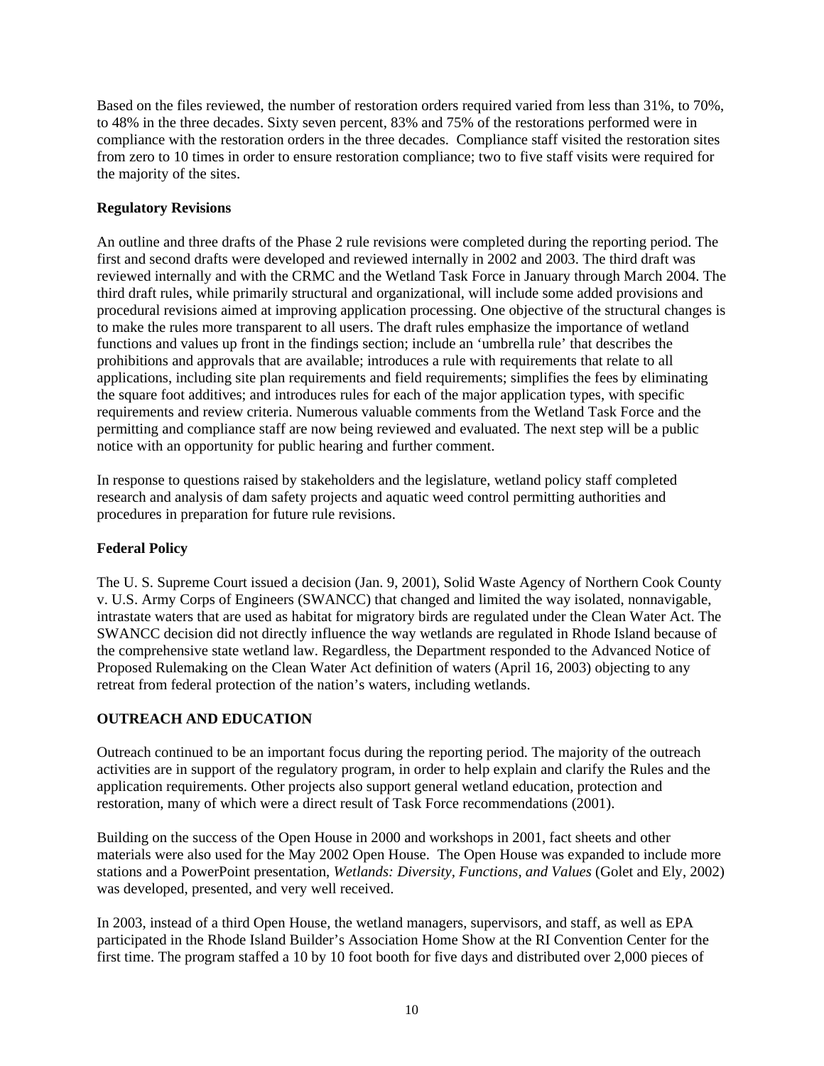Based on the files reviewed, the number of restoration orders required varied from less than 31%, to 70%, to 48% in the three decades. Sixty seven percent, 83% and 75% of the restorations performed were in compliance with the restoration orders in the three decades. Compliance staff visited the restoration sites from zero to 10 times in order to ensure restoration compliance; two to five staff visits were required for the majority of the sites.

**Regulatory Revisions**

An outline and three drafts of the Phase 2 rule revisions were completed during the reporting period. The first and second drafts were developed and reviewed internally in 2002 and 2003. The third draft was reviewed internally and with the CRMC and the Wetland Task Force in January through March 2004. The third draft rules, while primarily structural and organizational, will include some added provisions and procedural revisions aimed at improving application processing. One objective of the structural changes is to make the rules more transparent to all users. The draft rules emphasize the importance of wetland functions and values up front in the findings section; include an 'umbrella rule' that describes the prohibitions and approvals that are available; introduces a rule with requirements that relate to all applications, including site plan requirements and field requirements; simplifies the fees by eliminating the square foot additives; and introduces rules for each of the major application types, with specific requirements and review criteria. Numerous valuable comments from the Wetland Task Force and the permitting and compliance staff are now being reviewed and evaluated. The next step will be a public notice with an opportunity for public hearing and further comment.

In response to questions raised by stakeholders and the legislature, wetland policy staff completed research and analysis of dam safety projects and aquatic weed control permitting authorities and procedures in preparation for future rule revisions.

**Federal Policy**

The U. S. Supreme Court issued a decision (Jan. 9, 2001), Solid Waste Agency of Northern Cook County v. U.S. Army Corps of Engineers (SWANCC) that changed and limited the way isolated, nonnavigable, intrastate waters that are used as habitat for migratory birds are regulated under the Clean Water Act. The SWANCC decision did not directly influence the way wetlands are regulated in Rhode Island because of the comprehensive state wetland law. Regardless, the Department responded to the Advanced Notice of Proposed Rulemaking on the Clean Water Act definition of waters (April 16, 2003) objecting to any retreat from federal protection of the nation's waters, including wetlands.

**OUTREACH AND EDUCATION**

Outreach continued to be an important focus during the reporting period. The majority of the outreach activities are in support of the regulatory program, in order to help explain and clarify the Rules and the application requirements. Other projects also support general wetland education, protection and restoration, many of which were a direct result of Task Force recommendations (2001).

Building on the success of the Open House in 2000 and workshops in 2001, fact sheets and other materials were also used for the May 2002 Open House. The Open House was expanded to include more stations and a PowerPoint presentation, *Wetlands: Diversity, Functions, and Values* (Golet and Ely, 2002) was developed, presented, and very well received.

In 2003, instead of a third Open House, the wetland managers, supervisors, and staff, as well as EPA participated in the Rhode Island Builder's Association Home Show at the RI Convention Center for the first time. The program staffed a 10 by 10 foot booth for five days and distributed over 2,000 pieces of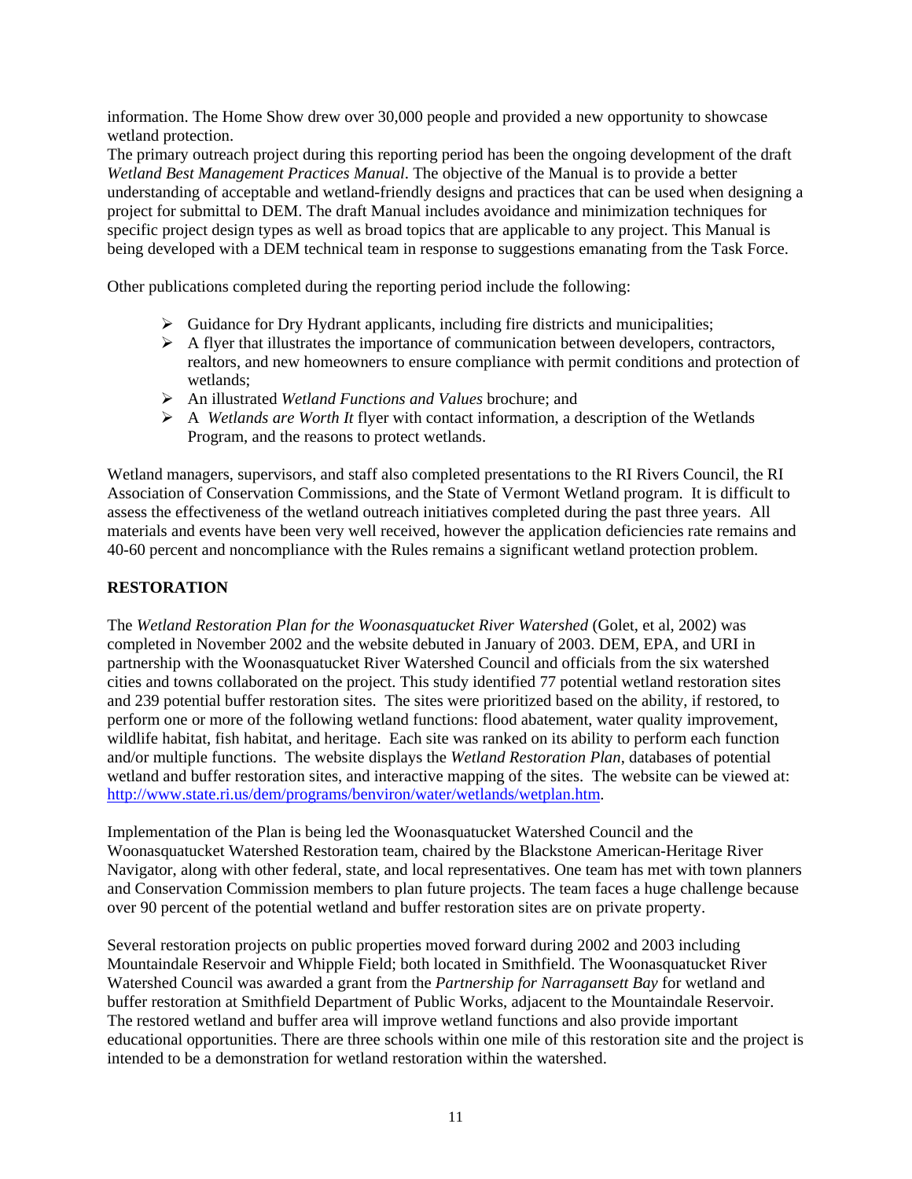information. The Home Show drew over 30,000 people and provided a new opportunity to showcase wetland protection.
The primary outreach project during this reporting period has been the ongoing development of the draft *Wetland Best Management Practices Manual*. The objective of the Manual is to provide a better understanding of acceptable and wetland-friendly designs and practices that can be used when designing a project for submittal to DEM. The draft Manual includes avoidance and minimization techniques for specific project design types as well as broad topics that are applicable to any project. This Manual is being developed with a DEM technical team in response to suggestions emanating from the Task Force.

Other publications completed during the reporting period include the following:

- Guidance for Dry Hydrant applicants, including fire districts and municipalities;
- A flyer that illustrates the importance of communication between developers, contractors, realtors, and new homeowners to ensure compliance with permit conditions and protection of wetlands;
- An illustrated *Wetland Functions and Values* brochure; and
- A *Wetlands are Worth It* flyer with contact information, a description of the Wetlands Program, and the reasons to protect wetlands.

Wetland managers, supervisors, and staff also completed presentations to the RI Rivers Council, the RI Association of Conservation Commissions, and the State of Vermont Wetland program. It is difficult to assess the effectiveness of the wetland outreach initiatives completed during the past three years. All materials and events have been very well received, however the application deficiencies rate remains and 40-60 percent and noncompliance with the Rules remains a significant wetland protection problem.

**RESTORATION**

The *Wetland Restoration Plan for the Woonasquatucket River Watershed* (Golet, et al, 2002) was completed in November 2002 and the website debuted in January of 2003. DEM, EPA, and URI in partnership with the Woonasquatucket River Watershed Council and officials from the six watershed cities and towns collaborated on the project. This study identified 77 potential wetland restoration sites and 239 potential buffer restoration sites. The sites were prioritized based on the ability, if restored, to perform one or more of the following wetland functions: flood abatement, water quality improvement, wildlife habitat, fish habitat, and heritage. Each site was ranked on its ability to perform each function and/or multiple functions. The website displays the *Wetland Restoration Plan*, databases of potential wetland and buffer restoration sites, and interactive mapping of the sites. The website can be viewed at: http://www.state.ri.us/dem/programs/benviron/water/wetlands/wetplan.htm.

Implementation of the Plan is being led the Woonasquatucket Watershed Council and the Woonasquatucket Watershed Restoration team, chaired by the Blackstone American-Heritage River Navigator, along with other federal, state, and local representatives. One team has met with town planners and Conservation Commission members to plan future projects. The team faces a huge challenge because over 90 percent of the potential wetland and buffer restoration sites are on private property.

Several restoration projects on public properties moved forward during 2002 and 2003 including Mountaindale Reservoir and Whipple Field; both located in Smithfield. The Woonasquatucket River Watershed Council was awarded a grant from the *Partnership for Narragansett Bay* for wetland and buffer restoration at Smithfield Department of Public Works, adjacent to the Mountaindale Reservoir. The restored wetland and buffer area will improve wetland functions and also provide important educational opportunities. There are three schools within one mile of this restoration site and the project is intended to be a demonstration for wetland restoration within the watershed.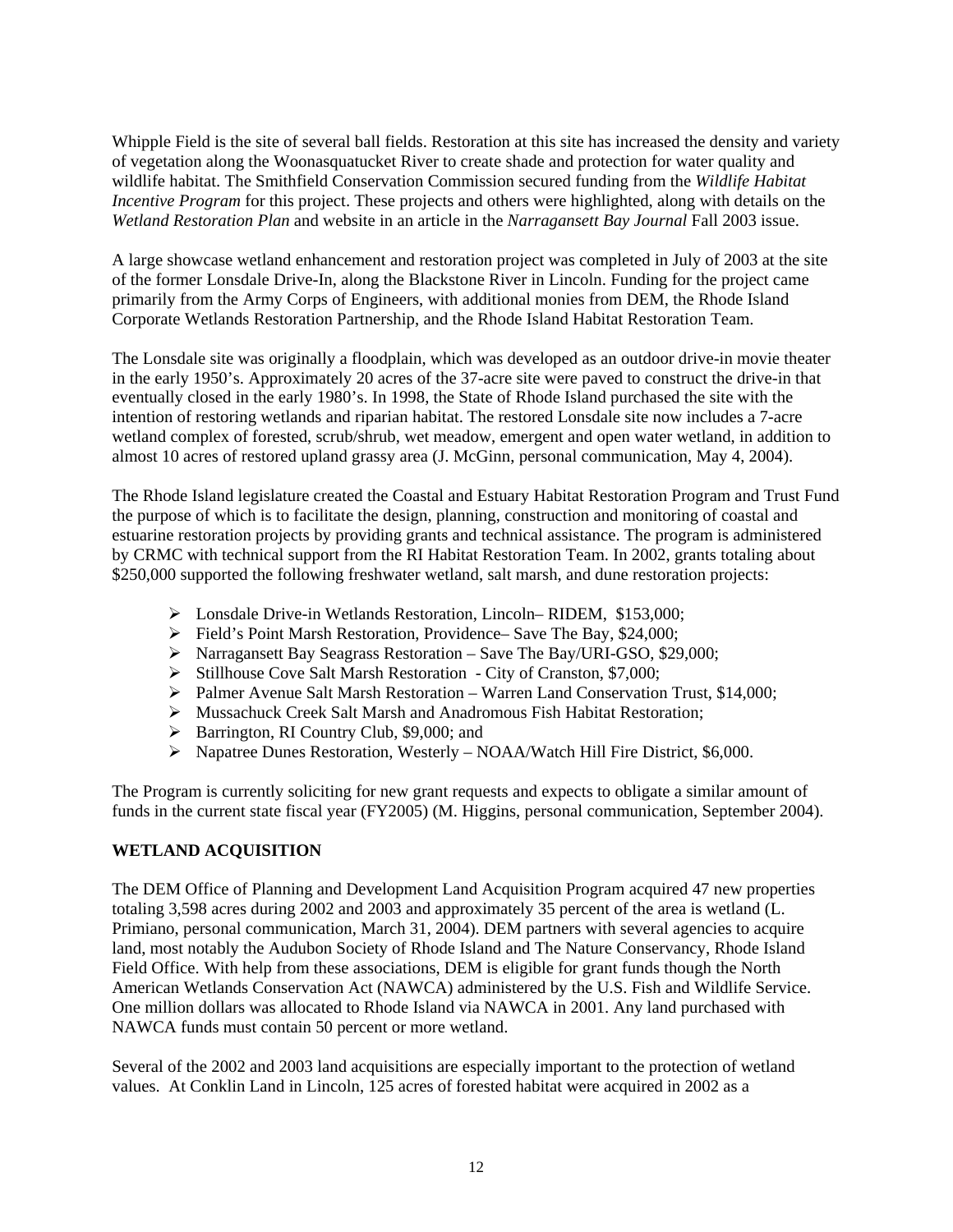Whipple Field is the site of several ball fields. Restoration at this site has increased the density and variety of vegetation along the Woonasquatucket River to create shade and protection for water quality and wildlife habitat. The Smithfield Conservation Commission secured funding from the *Wildlife Habitat Incentive Program* for this project. These projects and others were highlighted, along with details on the *Wetland Restoration Plan* and website in an article in the *Narragansett Bay Journal* Fall 2003 issue.

A large showcase wetland enhancement and restoration project was completed in July of 2003 at the site of the former Lonsdale Drive-In, along the Blackstone River in Lincoln. Funding for the project came primarily from the Army Corps of Engineers, with additional monies from DEM, the Rhode Island Corporate Wetlands Restoration Partnership, and the Rhode Island Habitat Restoration Team.

The Lonsdale site was originally a floodplain, which was developed as an outdoor drive-in movie theater in the early 1950's. Approximately 20 acres of the 37-acre site were paved to construct the drive-in that eventually closed in the early 1980's. In 1998, the State of Rhode Island purchased the site with the intention of restoring wetlands and riparian habitat. The restored Lonsdale site now includes a 7-acre wetland complex of forested, scrub/shrub, wet meadow, emergent and open water wetland, in addition to almost 10 acres of restored upland grassy area (J. McGinn, personal communication, May 4, 2004).

The Rhode Island legislature created the Coastal and Estuary Habitat Restoration Program and Trust Fund the purpose of which is to facilitate the design, planning, construction and monitoring of coastal and estuarine restoration projects by providing grants and technical assistance. The program is administered by CRMC with technical support from the RI Habitat Restoration Team. In 2002, grants totaling about $250,000 supported the following freshwater wetland, salt marsh, and dune restoration projects:

- Lonsdale Drive-in Wetlands Restoration, Lincoln– RIDEM, $153,000;
- Field's Point Marsh Restoration, Providence– Save The Bay, $24,000;
- Narragansett Bay Seagrass Restoration – Save The Bay/URI-GSO, $29,000;
- Stillhouse Cove Salt Marsh Restoration - City of Cranston, $7,000;
- Palmer Avenue Salt Marsh Restoration – Warren Land Conservation Trust, $14,000;
- Mussachuck Creek Salt Marsh and Anadromous Fish Habitat Restoration;
- Barrington, RI Country Club, $9,000; and
- Napatree Dunes Restoration, Westerly – NOAA/Watch Hill Fire District, $6,000.

The Program is currently soliciting for new grant requests and expects to obligate a similar amount of funds in the current state fiscal year (FY2005) (M. Higgins, personal communication, September 2004).

## WETLAND ACQUISITION

The DEM Office of Planning and Development Land Acquisition Program acquired 47 new properties totaling 3,598 acres during 2002 and 2003 and approximately 35 percent of the area is wetland (L. Primiano, personal communication, March 31, 2004). DEM partners with several agencies to acquire land, most notably the Audubon Society of Rhode Island and The Nature Conservancy, Rhode Island Field Office. With help from these associations, DEM is eligible for grant funds though the North American Wetlands Conservation Act (NAWCA) administered by the U.S. Fish and Wildlife Service. One million dollars was allocated to Rhode Island via NAWCA in 2001. Any land purchased with NAWCA funds must contain 50 percent or more wetland.

Several of the 2002 and 2003 land acquisitions are especially important to the protection of wetland values. At Conklin Land in Lincoln, 125 acres of forested habitat were acquired in 2002 as a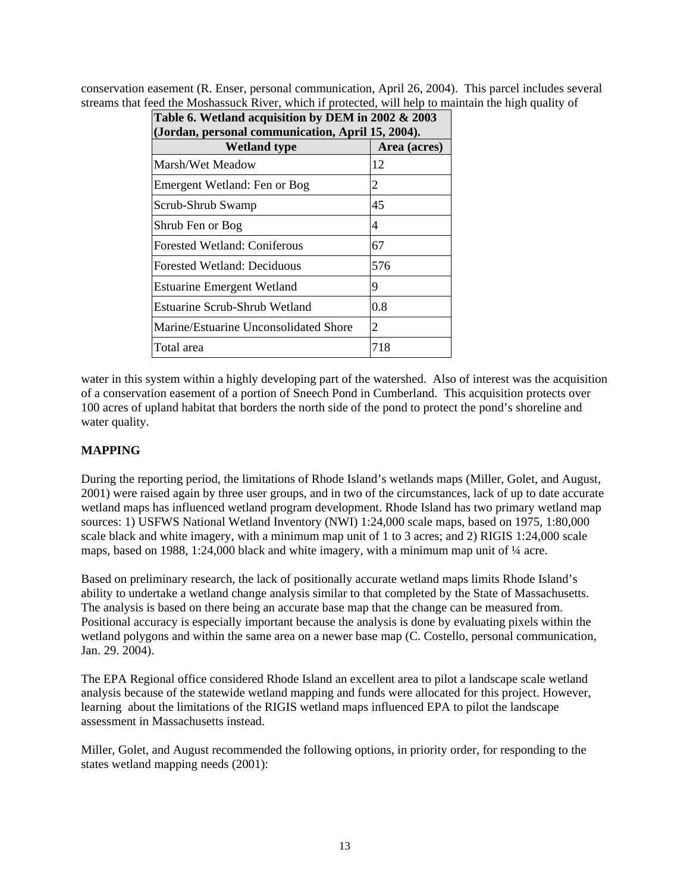conservation easement (R. Enser, personal communication, April 26, 2004). This parcel includes several streams that feed the Moshassuck River, which if protected, will help to maintain the high quality of water in this system within a highly developing part of the watershed. Also of interest was the acquisition of a conservation easement of a portion of Sneech Pond in Cumberland. This acquisition protects over 100 acres of upland habitat that borders the north side of the pond to protect the pond's shoreline and water quality.

**Table 6. Wetland acquisition by DEM in 2002 & 2003 (Jordan, personal communication, April 15, 2004).**

| Wetland type | Area (acres) |
|---|---|
| Marsh/Wet Meadow | 12 |
| Emergent Wetland: Fen or Bog | 2 |
| Scrub-Shrub Swamp | 45 |
| Shrub Fen or Bog | 4 |
| Forested Wetland: Coniferous | 67 |
| Forested Wetland: Deciduous | 576 |
| Estuarine Emergent Wetland | 9 |
| Estuarine Scrub-Shrub Wetland | 0.8 |
| Marine/Estuarine Unconsolidated Shore | 2 |
| Total area | 718 |

## MAPPING

During the reporting period, the limitations of Rhode Island's wetlands maps (Miller, Golet, and August, 2001) were raised again by three user groups, and in two of the circumstances, lack of up to date accurate wetland maps has influenced wetland program development. Rhode Island has two primary wetland map sources: 1) USFWS National Wetland Inventory (NWI) 1:24,000 scale maps, based on 1975, 1:80,000 scale black and white imagery, with a minimum map unit of 1 to 3 acres; and 2) RIGIS 1:24,000 scale maps, based on 1988, 1:24,000 black and white imagery, with a minimum map unit of ¼ acre.

Based on preliminary research, the lack of positionally accurate wetland maps limits Rhode Island's ability to undertake a wetland change analysis similar to that completed by the State of Massachusetts. The analysis is based on there being an accurate base map that the change can be measured from. Positional accuracy is especially important because the analysis is done by evaluating pixels within the wetland polygons and within the same area on a newer base map (C. Costello, personal communication, Jan. 29. 2004).

The EPA Regional office considered Rhode Island an excellent area to pilot a landscape scale wetland analysis because of the statewide wetland mapping and funds were allocated for this project. However, learning about the limitations of the RIGIS wetland maps influenced EPA to pilot the landscape assessment in Massachusetts instead.

Miller, Golet, and August recommended the following options, in priority order, for responding to the states wetland mapping needs (2001):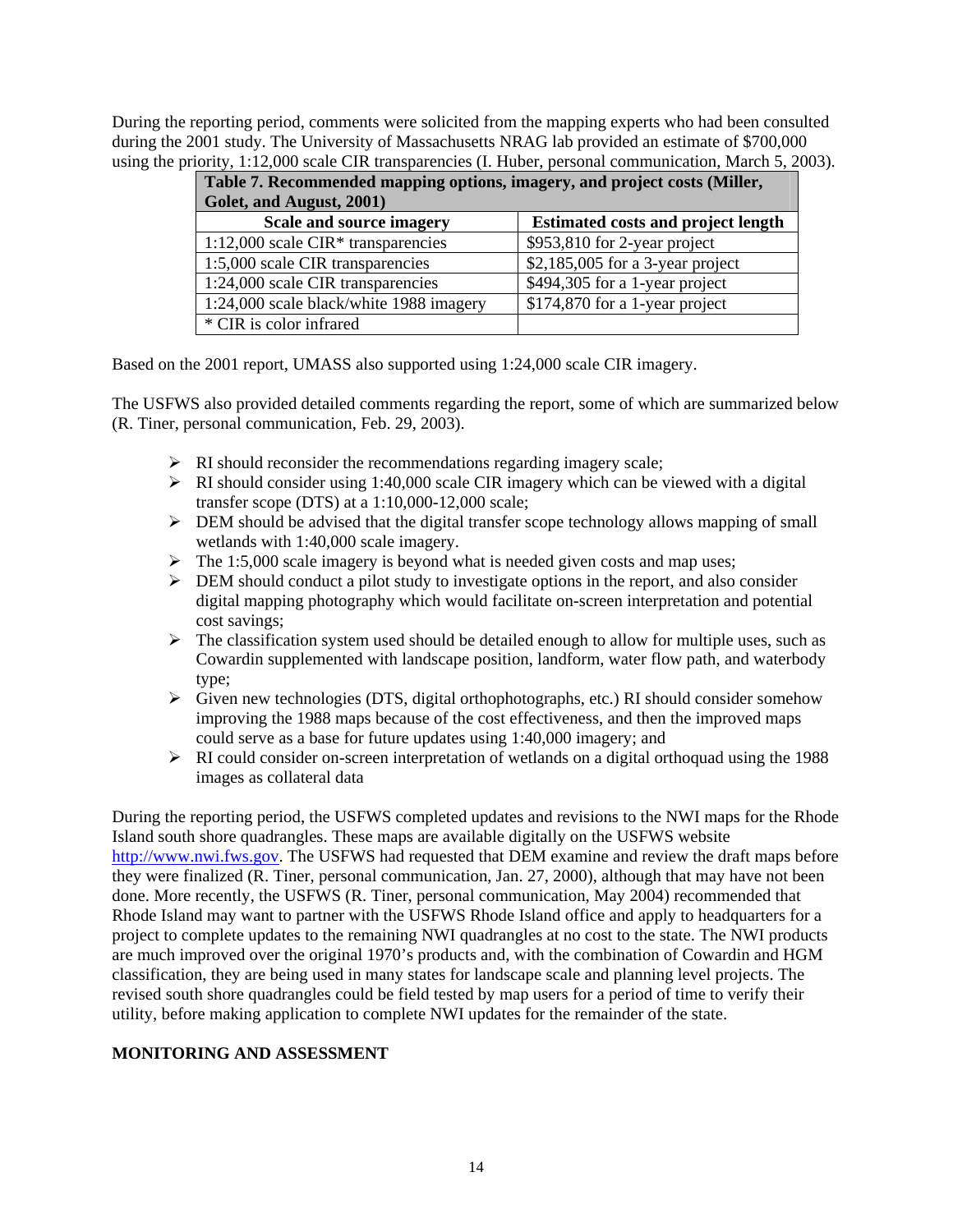During the reporting period, comments were solicited from the mapping experts who had been consulted during the 2001 study. The University of Massachusetts NRAG lab provided an estimate of $700,000 using the priority, 1:12,000 scale CIR transparencies (I. Huber, personal communication, March 5, 2003).

**Table 7. Recommended mapping options, imagery, and project costs (Miller, Golet, and August, 2001)**

| Scale and source imagery | Estimated costs and project length |
|---|---|
| 1:12,000 scale CIR* transparencies | $953,810 for 2-year project |
| 1:5,000 scale CIR transparencies | $2,185,005 for a 3-year project |
| 1:24,000 scale CIR transparencies | $494,305 for a 1-year project |
| 1:24,000 scale black/white 1988 imagery | $174,870 for a 1-year project |
| * CIR is color infrared | |

Based on the 2001 report, UMASS also supported using 1:24,000 scale CIR imagery.

The USFWS also provided detailed comments regarding the report, some of which are summarized below (R. Tiner, personal communication, Feb. 29, 2003).

- RI should reconsider the recommendations regarding imagery scale;
- RI should consider using 1:40,000 scale CIR imagery which can be viewed with a digital transfer scope (DTS) at a 1:10,000-12,000 scale;
- DEM should be advised that the digital transfer scope technology allows mapping of small wetlands with 1:40,000 scale imagery.
- The 1:5,000 scale imagery is beyond what is needed given costs and map uses;
- DEM should conduct a pilot study to investigate options in the report, and also consider digital mapping photography which would facilitate on-screen interpretation and potential cost savings;
- The classification system used should be detailed enough to allow for multiple uses, such as Cowardin supplemented with landscape position, landform, water flow path, and waterbody type;
- Given new technologies (DTS, digital orthophotographs, etc.) RI should consider somehow improving the 1988 maps because of the cost effectiveness, and then the improved maps could serve as a base for future updates using 1:40,000 imagery; and
- RI could consider on-screen interpretation of wetlands on a digital orthoquad using the 1988 images as collateral data

During the reporting period, the USFWS completed updates and revisions to the NWI maps for the Rhode Island south shore quadrangles. These maps are available digitally on the USFWS website http://www.nwi.fws.gov. The USFWS had requested that DEM examine and review the draft maps before they were finalized (R. Tiner, personal communication, Jan. 27, 2000), although that may have not been done. More recently, the USFWS (R. Tiner, personal communication, May 2004) recommended that Rhode Island may want to partner with the USFWS Rhode Island office and apply to headquarters for a project to complete updates to the remaining NWI quadrangles at no cost to the state. The NWI products are much improved over the original 1970's products and, with the combination of Cowardin and HGM classification, they are being used in many states for landscape scale and planning level projects. The revised south shore quadrangles could be field tested by map users for a period of time to verify their utility, before making application to complete NWI updates for the remainder of the state.

## MONITORING AND ASSESSMENT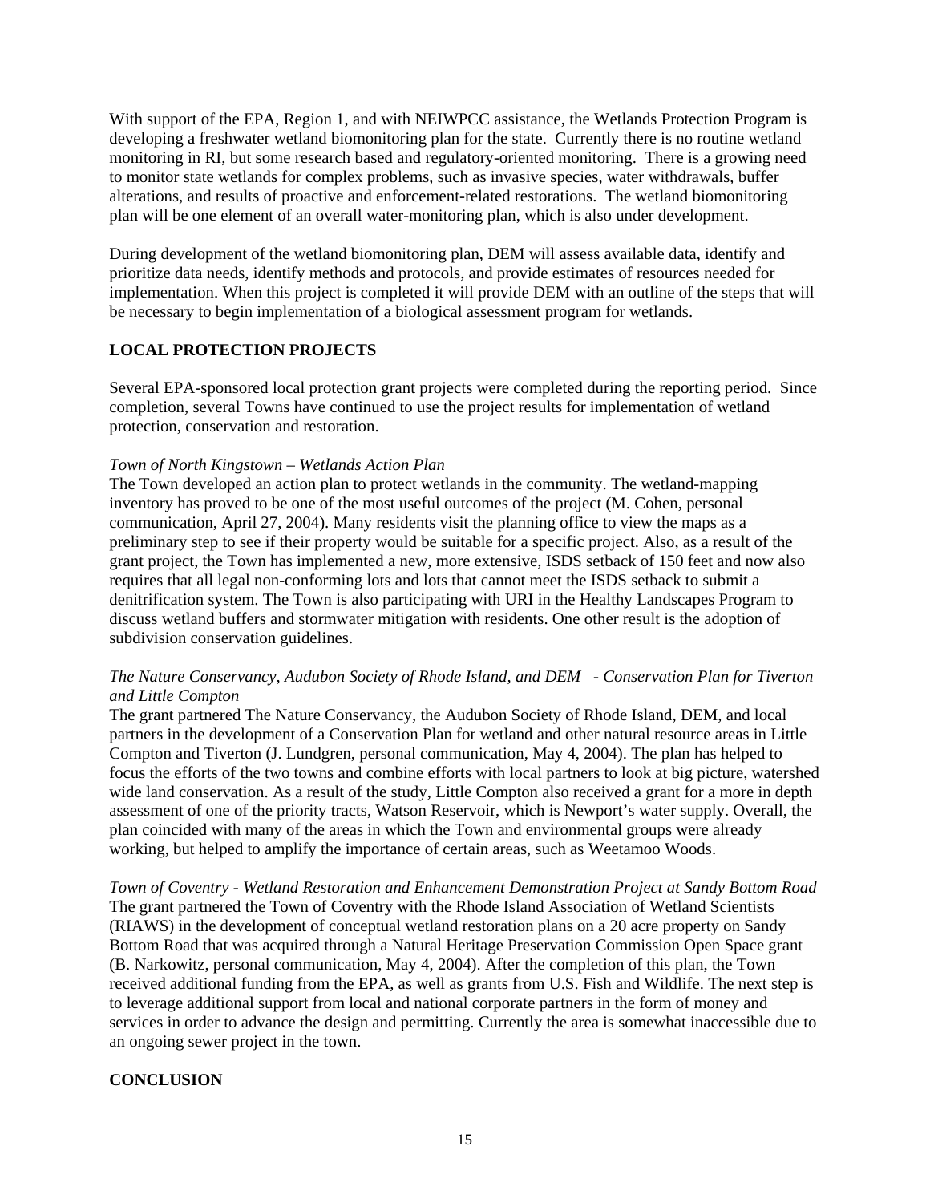With support of the EPA, Region 1, and with NEIWPCC assistance, the Wetlands Protection Program is developing a freshwater wetland biomonitoring plan for the state. Currently there is no routine wetland monitoring in RI, but some research based and regulatory-oriented monitoring. There is a growing need to monitor state wetlands for complex problems, such as invasive species, water withdrawals, buffer alterations, and results of proactive and enforcement-related restorations. The wetland biomonitoring plan will be one element of an overall water-monitoring plan, which is also under development.

During development of the wetland biomonitoring plan, DEM will assess available data, identify and prioritize data needs, identify methods and protocols, and provide estimates of resources needed for implementation. When this project is completed it will provide DEM with an outline of the steps that will be necessary to begin implementation of a biological assessment program for wetlands.

## LOCAL PROTECTION PROJECTS

Several EPA-sponsored local protection grant projects were completed during the reporting period. Since completion, several Towns have continued to use the project results for implementation of wetland protection, conservation and restoration.

*Town of North Kingstown – Wetlands Action Plan*
The Town developed an action plan to protect wetlands in the community. The wetland-mapping inventory has proved to be one of the most useful outcomes of the project (M. Cohen, personal communication, April 27, 2004). Many residents visit the planning office to view the maps as a preliminary step to see if their property would be suitable for a specific project. Also, as a result of the grant project, the Town has implemented a new, more extensive, ISDS setback of 150 feet and now also requires that all legal non-conforming lots and lots that cannot meet the ISDS setback to submit a denitrification system. The Town is also participating with URI in the Healthy Landscapes Program to discuss wetland buffers and stormwater mitigation with residents. One other result is the adoption of subdivision conservation guidelines.

*The Nature Conservancy, Audubon Society of Rhode Island, and DEM - Conservation Plan for Tiverton and Little Compton*
The grant partnered The Nature Conservancy, the Audubon Society of Rhode Island, DEM, and local partners in the development of a Conservation Plan for wetland and other natural resource areas in Little Compton and Tiverton (J. Lundgren, personal communication, May 4, 2004). The plan has helped to focus the efforts of the two towns and combine efforts with local partners to look at big picture, watershed wide land conservation. As a result of the study, Little Compton also received a grant for a more in depth assessment of one of the priority tracts, Watson Reservoir, which is Newport's water supply. Overall, the plan coincided with many of the areas in which the Town and environmental groups were already working, but helped to amplify the importance of certain areas, such as Weetamoo Woods.

*Town of Coventry - Wetland Restoration and Enhancement Demonstration Project at Sandy Bottom Road*
The grant partnered the Town of Coventry with the Rhode Island Association of Wetland Scientists (RIAWS) in the development of conceptual wetland restoration plans on a 20 acre property on Sandy Bottom Road that was acquired through a Natural Heritage Preservation Commission Open Space grant (B. Narkowitz, personal communication, May 4, 2004). After the completion of this plan, the Town received additional funding from the EPA, as well as grants from U.S. Fish and Wildlife. The next step is to leverage additional support from local and national corporate partners in the form of money and services in order to advance the design and permitting. Currently the area is somewhat inaccessible due to an ongoing sewer project in the town.

## CONCLUSION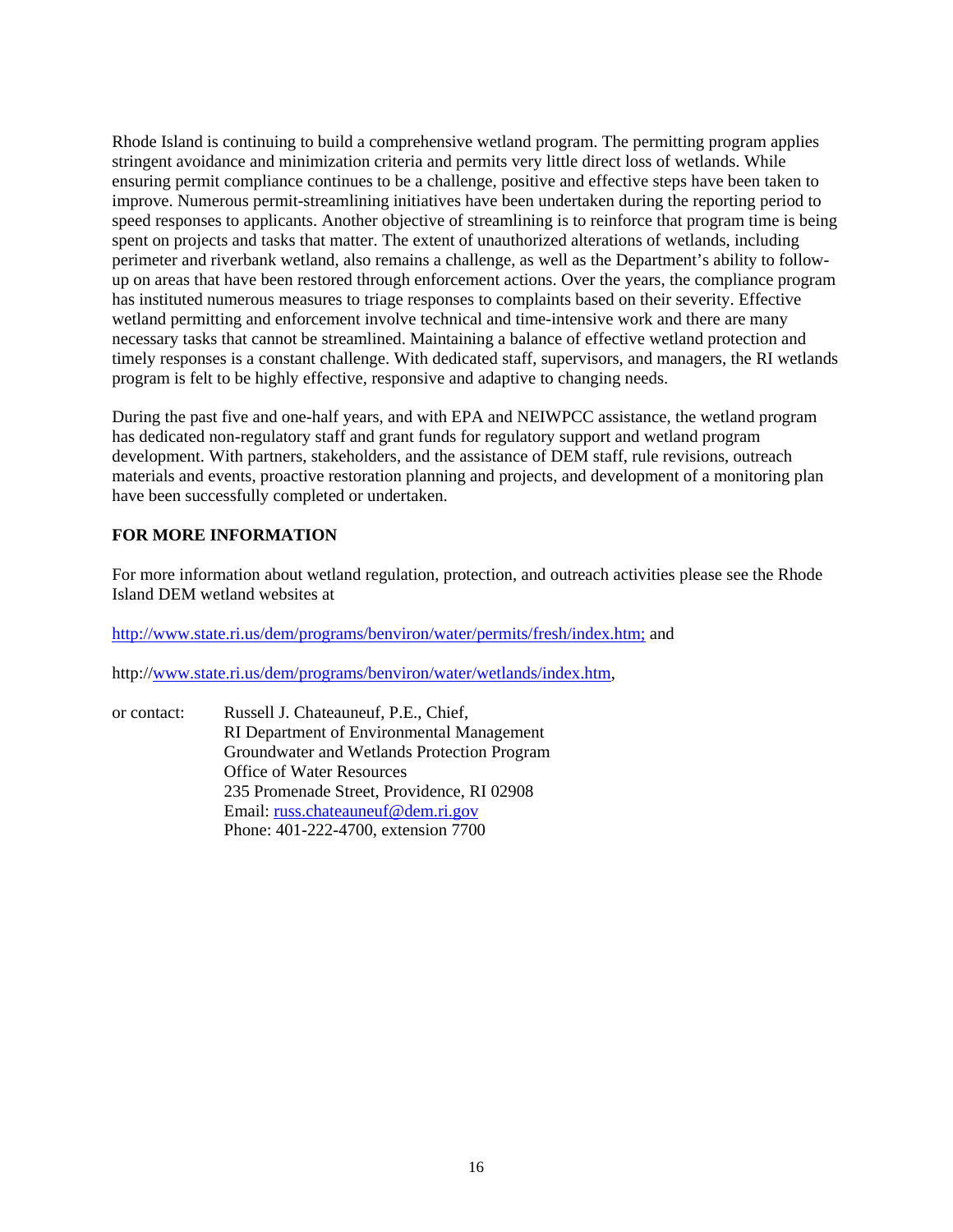Rhode Island is continuing to build a comprehensive wetland program. The permitting program applies stringent avoidance and minimization criteria and permits very little direct loss of wetlands. While ensuring permit compliance continues to be a challenge, positive and effective steps have been taken to improve. Numerous permit-streamlining initiatives have been undertaken during the reporting period to speed responses to applicants. Another objective of streamlining is to reinforce that program time is being spent on projects and tasks that matter. The extent of unauthorized alterations of wetlands, including perimeter and riverbank wetland, also remains a challenge, as well as the Department's ability to follow-up on areas that have been restored through enforcement actions. Over the years, the compliance program has instituted numerous measures to triage responses to complaints based on their severity. Effective wetland permitting and enforcement involve technical and time-intensive work and there are many necessary tasks that cannot be streamlined. Maintaining a balance of effective wetland protection and timely responses is a constant challenge. With dedicated staff, supervisors, and managers, the RI wetlands program is felt to be highly effective, responsive and adaptive to changing needs.

During the past five and one-half years, and with EPA and NEIWPCC assistance, the wetland program has dedicated non-regulatory staff and grant funds for regulatory support and wetland program development. With partners, stakeholders, and the assistance of DEM staff, rule revisions, outreach materials and events, proactive restoration planning and projects, and development of a monitoring plan have been successfully completed or undertaken.

**FOR MORE INFORMATION**

For more information about wetland regulation, protection, and outreach activities please see the Rhode Island DEM wetland websites at

http://www.state.ri.us/dem/programs/benviron/water/permits/fresh/index.htm; and

http://www.state.ri.us/dem/programs/benviron/water/wetlands/index.htm,

or contact: Russell J. Chateauneuf, P.E., Chief,
RI Department of Environmental Management
Groundwater and Wetlands Protection Program
Office of Water Resources
235 Promenade Street, Providence, RI 02908
Email: russ.chateauneuf@dem.ri.gov
Phone: 401-222-4700, extension 7700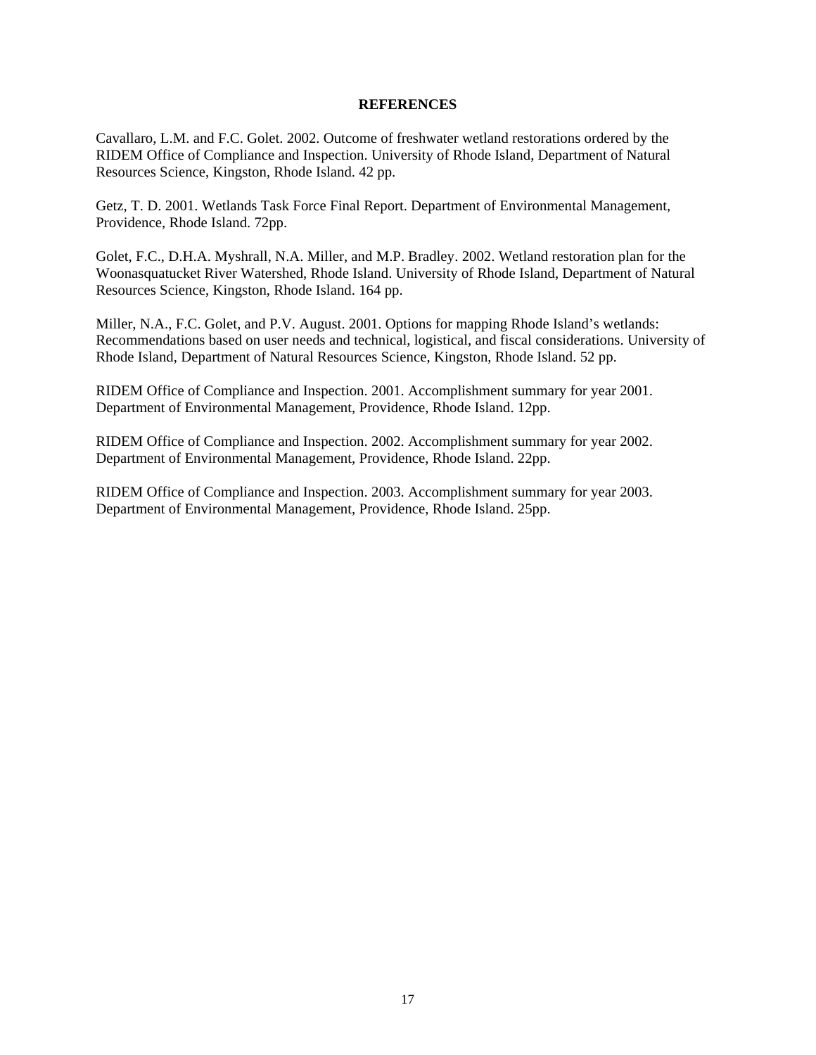## REFERENCES

Cavallaro, L.M. and F.C. Golet. 2002. Outcome of freshwater wetland restorations ordered by the RIDEM Office of Compliance and Inspection. University of Rhode Island, Department of Natural Resources Science, Kingston, Rhode Island. 42 pp.

Getz, T. D. 2001. Wetlands Task Force Final Report. Department of Environmental Management, Providence, Rhode Island. 72pp.

Golet, F.C., D.H.A. Myshrall, N.A. Miller, and M.P. Bradley. 2002. Wetland restoration plan for the Woonasquatucket River Watershed, Rhode Island. University of Rhode Island, Department of Natural Resources Science, Kingston, Rhode Island. 164 pp.

Miller, N.A., F.C. Golet, and P.V. August. 2001. Options for mapping Rhode Island's wetlands: Recommendations based on user needs and technical, logistical, and fiscal considerations. University of Rhode Island, Department of Natural Resources Science, Kingston, Rhode Island. 52 pp.

RIDEM Office of Compliance and Inspection. 2001. Accomplishment summary for year 2001. Department of Environmental Management, Providence, Rhode Island. 12pp.

RIDEM Office of Compliance and Inspection. 2002. Accomplishment summary for year 2002. Department of Environmental Management, Providence, Rhode Island. 22pp.

RIDEM Office of Compliance and Inspection. 2003. Accomplishment summary for year 2003. Department of Environmental Management, Providence, Rhode Island. 25pp.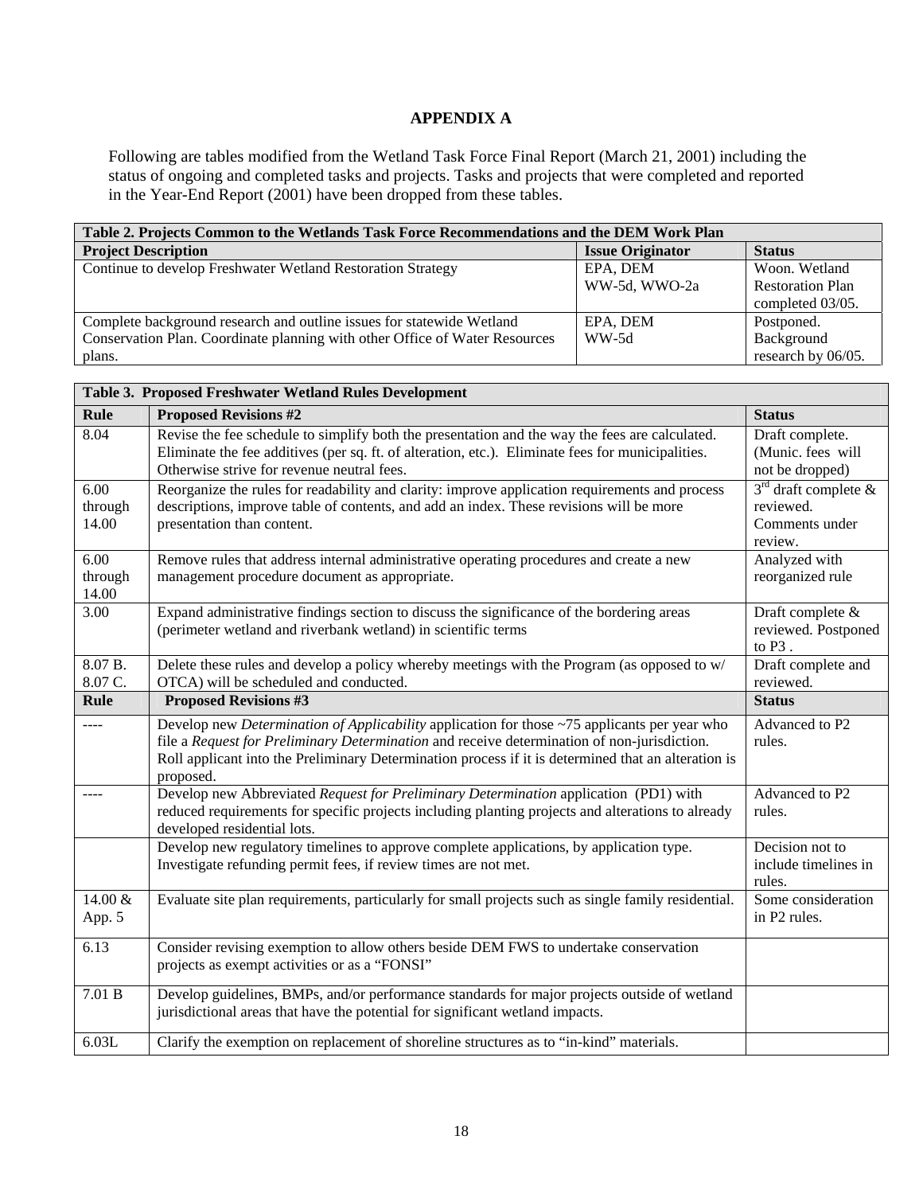## APPENDIX A

Following are tables modified from the Wetland Task Force Final Report (March 21, 2001) including the status of ongoing and completed tasks and projects. Tasks and projects that were completed and reported in the Year-End Report (2001) have been dropped from these tables.

| **Table 2. Projects Common to the Wetlands Task Force Recommendations and the DEM Work Plan** | | |
|---|---|---|
| **Project Description** | **Issue Originator** | **Status** |
| Continue to develop Freshwater Wetland Restoration Strategy | EPA, DEM WW-5d, WWO-2a | Woon. Wetland Restoration Plan completed 03/05. |
| Complete background research and outline issues for statewide Wetland Conservation Plan. Coordinate planning with other Office of Water Resources plans. | EPA, DEM WW-5d | Postponed. Background research by 06/05. |

| **Table 3. Proposed Freshwater Wetland Rules Development** | | |
|---|---|---|
| **Rule** | **Proposed Revisions #2** | **Status** |
| 8.04 | Revise the fee schedule to simplify both the presentation and the way the fees are calculated. Eliminate the fee additives (per sq. ft. of alteration, etc.). Eliminate fees for municipalities. Otherwise strive for revenue neutral fees. | Draft complete. (Munic. fees will not be dropped) |
| 6.00 through 14.00 | Reorganize the rules for readability and clarity: improve application requirements and process descriptions, improve table of contents, and add an index. These revisions will be more presentation than content. | 3rd draft complete & reviewed. Comments under review. |
| 6.00 through 14.00 | Remove rules that address internal administrative operating procedures and create a new management procedure document as appropriate. | Analyzed with reorganized rule |
| 3.00 | Expand administrative findings section to discuss the significance of the bordering areas (perimeter wetland and riverbank wetland) in scientific terms | Draft complete & reviewed. Postponed to P3 . |
| 8.07 B. 8.07 C. | Delete these rules and develop a policy whereby meetings with the Program (as opposed to w/ OTCA) will be scheduled and conducted. | Draft complete and reviewed. |
| **Rule** | **Proposed Revisions #3** | **Status** |
| ---- | Develop new *Determination of Applicability* application for those ~75 applicants per year who file a *Request for Preliminary Determination* and receive determination of non-jurisdiction. Roll applicant into the Preliminary Determination process if it is determined that an alteration is proposed. | Advanced to P2 rules. |
| ---- | Develop new Abbreviated *Request for Preliminary Determination* application (PD1) with reduced requirements for specific projects including planting projects and alterations to already developed residential lots. | Advanced to P2 rules. |
| | Develop new regulatory timelines to approve complete applications, by application type. Investigate refunding permit fees, if review times are not met. | Decision not to include timelines in rules. |
| 14.00 & App. 5 | Evaluate site plan requirements, particularly for small projects such as single family residential. | Some consideration in P2 rules. |
| 6.13 | Consider revising exemption to allow others beside DEM FWS to undertake conservation projects as exempt activities or as a "FONSI" | |
| 7.01 B | Develop guidelines, BMPs, and/or performance standards for major projects outside of wetland jurisdictional areas that have the potential for significant wetland impacts. | |
| 6.03L | Clarify the exemption on replacement of shoreline structures as to "in-kind" materials. | |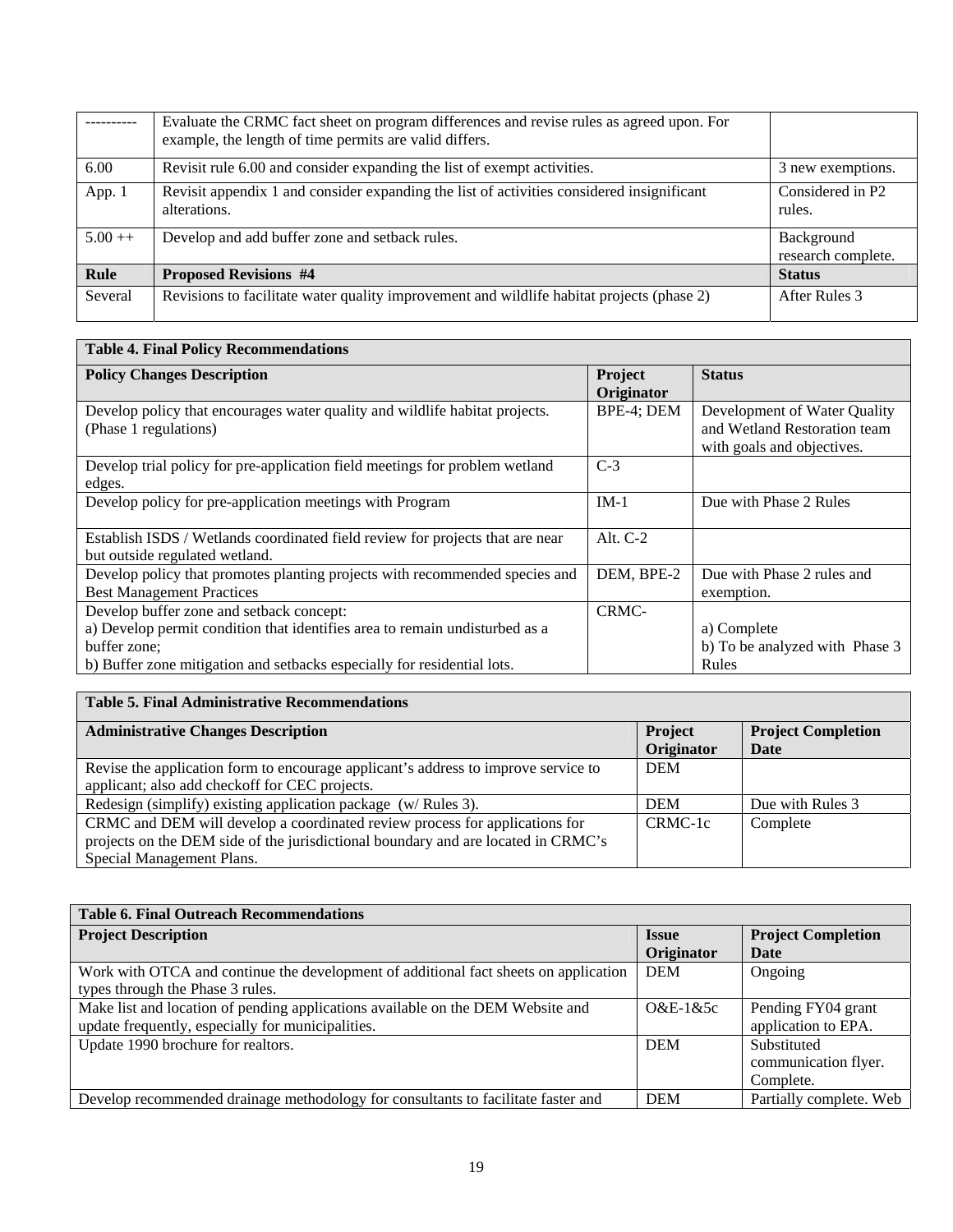| ---------- | Evaluate the CRMC fact sheet on program differences and revise rules as agreed upon. For example, the length of time permits are valid differs. | |
|---|---|---|
| 6.00 | Revisit rule 6.00 and consider expanding the list of exempt activities. | 3 new exemptions. |
| App. 1 | Revisit appendix 1 and consider expanding the list of activities considered insignificant alterations. | Considered in P2 rules. |
| 5.00 ++ | Develop and add buffer zone and setback rules. | Background research complete. |
| **Rule** | **Proposed Revisions #4** | **Status** |
| Several | Revisions to facilitate water quality improvement and wildlife habitat projects (phase 2) | After Rules 3 |

| **Table 4. Final Policy Recommendations** | | |
|---|---|---|
| **Policy Changes Description** | **Project Originator** | **Status** |
| Develop policy that encourages water quality and wildlife habitat projects. (Phase 1 regulations) | BPE-4; DEM | Development of Water Quality and Wetland Restoration team with goals and objectives. |
| Develop trial policy for pre-application field meetings for problem wetland edges. | C-3 | |
| Develop policy for pre-application meetings with Program | IM-1 | Due with Phase 2 Rules |
| Establish ISDS / Wetlands coordinated field review for projects that are near but outside regulated wetland. | Alt. C-2 | |
| Develop policy that promotes planting projects with recommended species and Best Management Practices | DEM, BPE-2 | Due with Phase 2 rules and exemption. |
| Develop buffer zone and setback concept:<br>a) Develop permit condition that identifies area to remain undisturbed as a buffer zone;<br>b) Buffer zone mitigation and setbacks especially for residential lots. | CRMC- | a) Complete<br>b) To be analyzed with Phase 3 Rules |

| **Table 5. Final Administrative Recommendations** | | |
|---|---|---|
| **Administrative Changes Description** | **Project Originator** | **Project Completion Date** |
| Revise the application form to encourage applicant's address to improve service to applicant; also add checkoff for CEC projects. | DEM | |
| Redesign (simplify) existing application package (w/ Rules 3). | DEM | Due with Rules 3 |
| CRMC and DEM will develop a coordinated review process for applications for projects on the DEM side of the jurisdictional boundary and are located in CRMC's Special Management Plans. | CRMC-1c | Complete |

| **Table 6. Final Outreach Recommendations** | | |
|---|---|---|
| **Project Description** | **Issue Originator** | **Project Completion Date** |
| Work with OTCA and continue the development of additional fact sheets on application types through the Phase 3 rules. | DEM | Ongoing |
| Make list and location of pending applications available on the DEM Website and update frequently, especially for municipalities. | O&E-1&5c | Pending FY04 grant application to EPA. |
| Update 1990 brochure for realtors. | DEM | Substituted communication flyer. Complete. |
| Develop recommended drainage methodology for consultants to facilitate faster and | DEM | Partially complete. Web |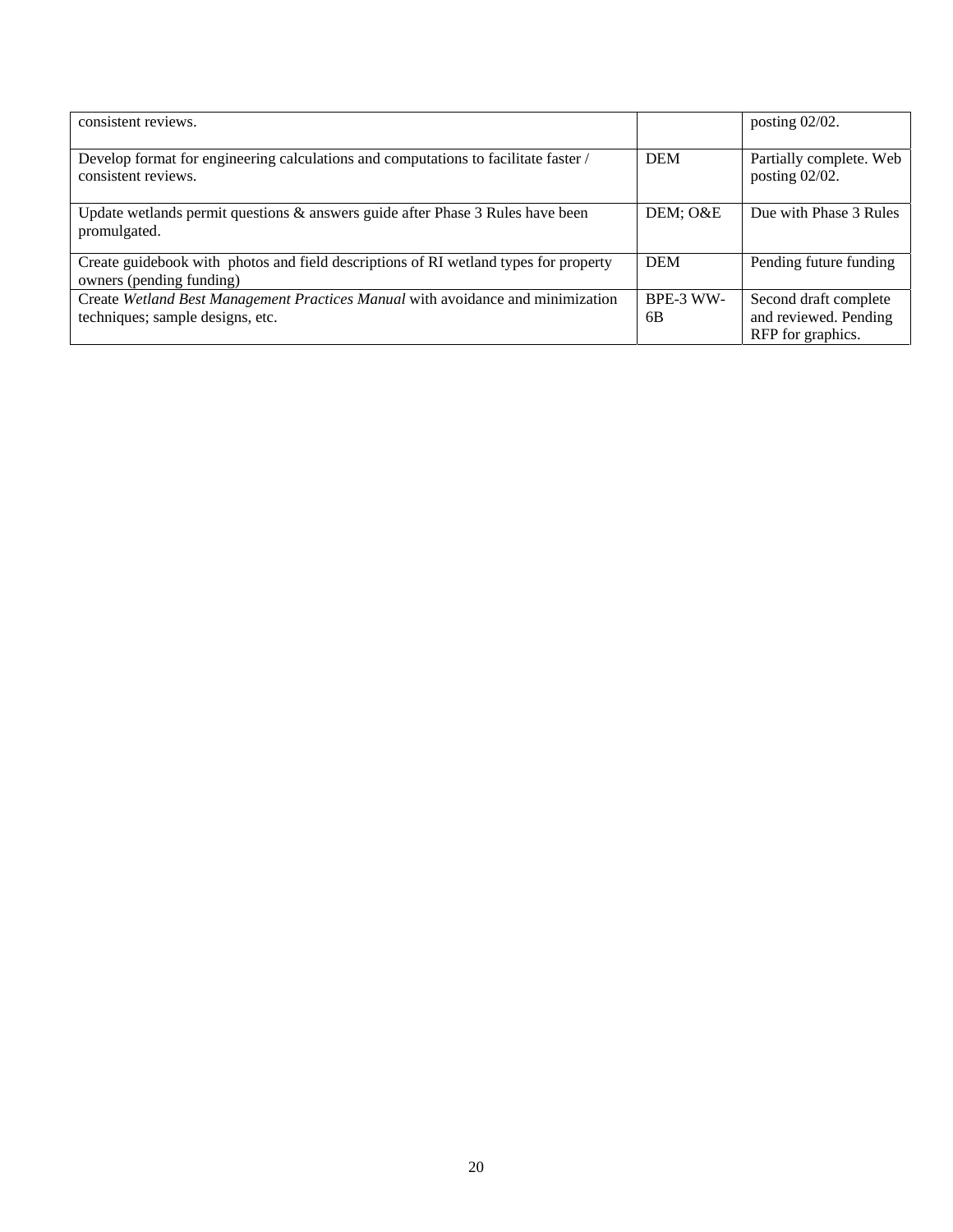| | | |
|---|---|---|
| consistent reviews. | | posting 02/02. |
| Develop format for engineering calculations and computations to facilitate faster / consistent reviews. | DEM | Partially complete. Web posting 02/02. |
| Update wetlands permit questions & answers guide after Phase 3 Rules have been promulgated. | DEM; O&E | Due with Phase 3 Rules |
| Create guidebook with photos and field descriptions of RI wetland types for property owners (pending funding) | DEM | Pending future funding |
| Create *Wetland Best Management Practices Manual* with avoidance and minimization techniques; sample designs, etc. | BPE-3 WW-6B | Second draft complete and reviewed. Pending RFP for graphics. |